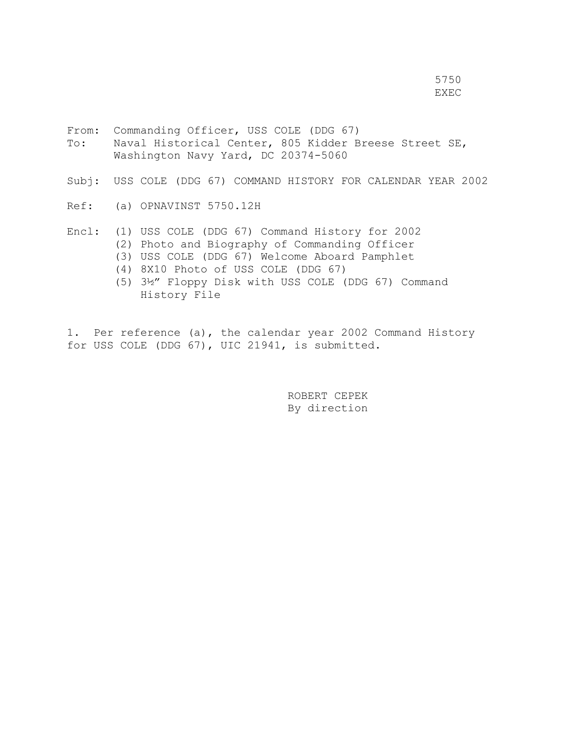5750
EXEC

From: Commanding Officer, USS COLE (DDG 67)
To: Naval Historical Center, 805 Kidder Breese Street SE, Washington Navy Yard, DC 20374-5060

Subj: USS COLE (DDG 67) COMMAND HISTORY FOR CALENDAR YEAR 2002

Ref: (a) OPNAVINST 5750.12H

Encl: (1) USS COLE (DDG 67) Command History for 2002
(2) Photo and Biography of Commanding Officer
(3) USS COLE (DDG 67) Welcome Aboard Pamphlet
(4) 8X10 Photo of USS COLE (DDG 67)
(5) 3½" Floppy Disk with USS COLE (DDG 67) Command History File

1. Per reference (a), the calendar year 2002 Command History for USS COLE (DDG 67), UIC 21941, is submitted.

ROBERT CEPEK
By direction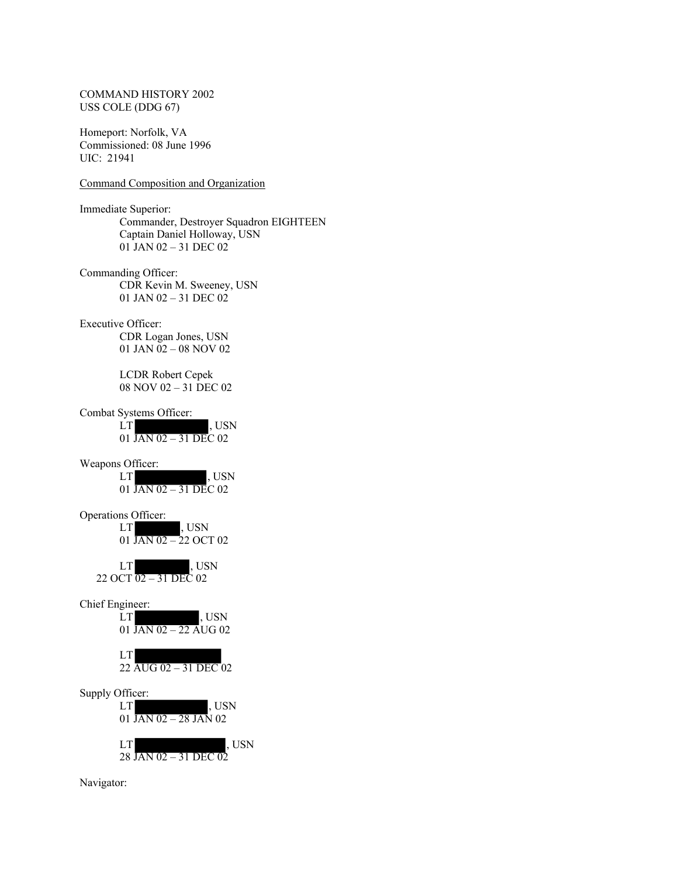COMMAND HISTORY 2002
USS COLE (DDG 67)

Homeport: Norfolk, VA
Commissioned: 08 June 1996
UIC: 21941

Command Composition and Organization

Immediate Superior:
Commander, Destroyer Squadron EIGHTEEN
Captain Daniel Holloway, USN
01 JAN 02 – 31 DEC 02

Commanding Officer:
CDR Kevin M. Sweeney, USN
01 JAN 02 – 31 DEC 02

Executive Officer:
CDR Logan Jones, USN
01 JAN 02 – 08 NOV 02

LCDR Robert Cepek
08 NOV 02 – 31 DEC 02

Combat Systems Officer:
LT [REDACTED], USN
01 JAN 02 – 31 DEC 02

Weapons Officer:
LT [REDACTED], USN
01 JAN 02 – 31 DEC 02

Operations Officer:
LT [REDACTED], USN
01 JAN 02 – 22 OCT 02

LT [REDACTED], USN
22 OCT 02 – 31 DEC 02

Chief Engineer:
LT [REDACTED], USN
01 JAN 02 – 22 AUG 02

LT [REDACTED]
22 AUG 02 – 31 DEC 02

Supply Officer:
LT [REDACTED], USN
01 JAN 02 – 28 JAN 02

LT [REDACTED], USN
28 JAN 02 – 31 DEC 02

Navigator: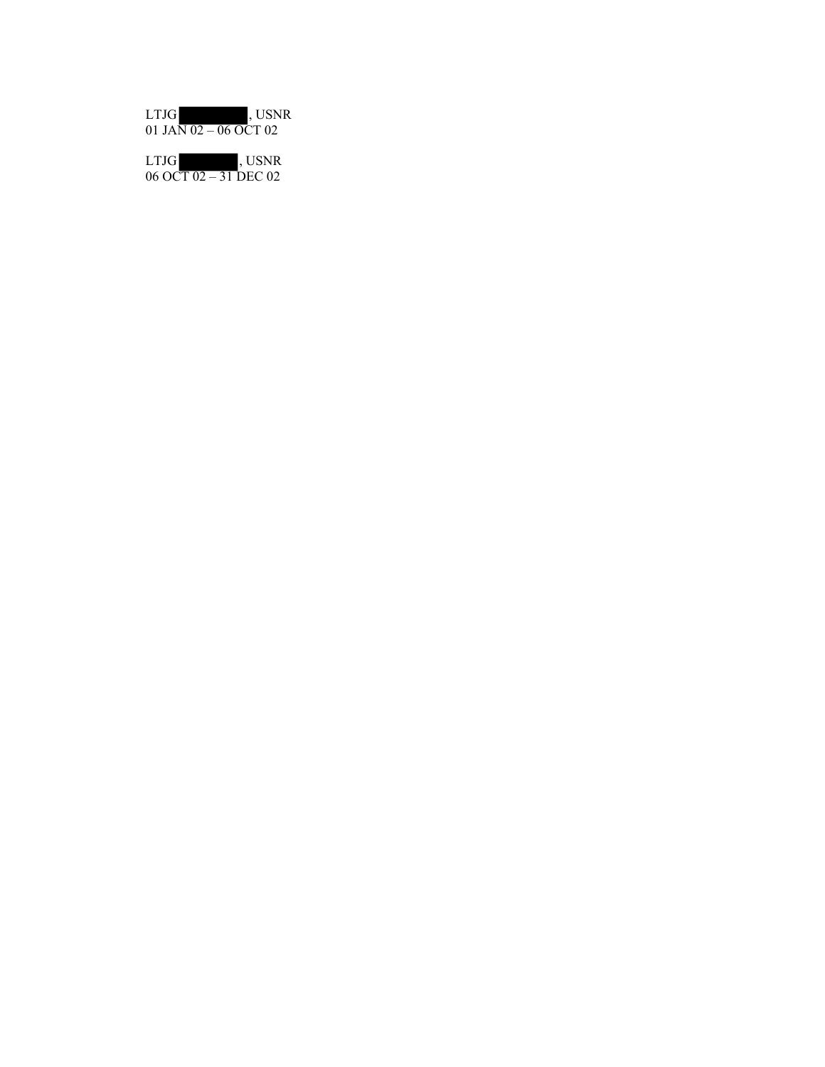LTJG ████████, USNR
01 JAN 02 – 06 OCT 02

LTJG ████████, USNR
06 OCT 02 – 31 DEC 02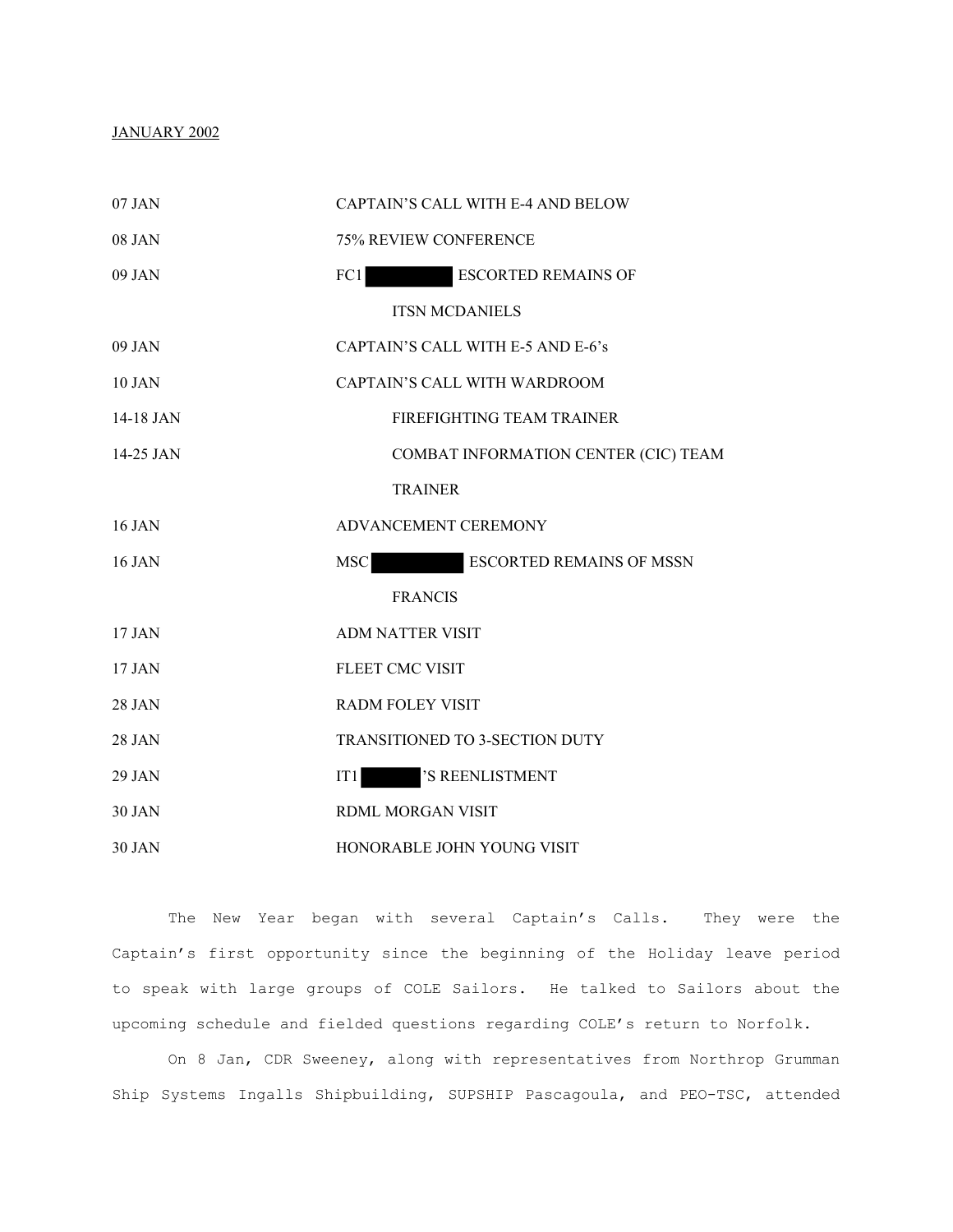JANUARY 2002

| | |
|---|---|
| 07 JAN | CAPTAIN'S CALL WITH E-4 AND BELOW |
| 08 JAN | 75% REVIEW CONFERENCE |
| 09 JAN | FC1 ██████ ESCORTED REMAINS OF ITSN MCDANIELS |
| 09 JAN | CAPTAIN'S CALL WITH E-5 AND E-6's |
| 10 JAN | CAPTAIN'S CALL WITH WARDROOM |
| 14-18 JAN | FIREFIGHTING TEAM TRAINER |
| 14-25 JAN | COMBAT INFORMATION CENTER (CIC) TEAM TRAINER |
| 16 JAN | ADVANCEMENT CEREMONY |
| 16 JAN | MSC ██████ ESCORTED REMAINS OF MSSN FRANCIS |
| 17 JAN | ADM NATTER VISIT |
| 17 JAN | FLEET CMC VISIT |
| 28 JAN | RADM FOLEY VISIT |
| 28 JAN | TRANSITIONED TO 3-SECTION DUTY |
| 29 JAN | IT1 ██████'S REENLISTMENT |
| 30 JAN | RDML MORGAN VISIT |
| 30 JAN | HONORABLE JOHN YOUNG VISIT |

The New Year began with several Captain's Calls. They were the Captain's first opportunity since the beginning of the Holiday leave period to speak with large groups of COLE Sailors. He talked to Sailors about the upcoming schedule and fielded questions regarding COLE's return to Norfolk.

On 8 Jan, CDR Sweeney, along with representatives from Northrop Grumman Ship Systems Ingalls Shipbuilding, SUPSHIP Pascagoula, and PEO-TSC, attended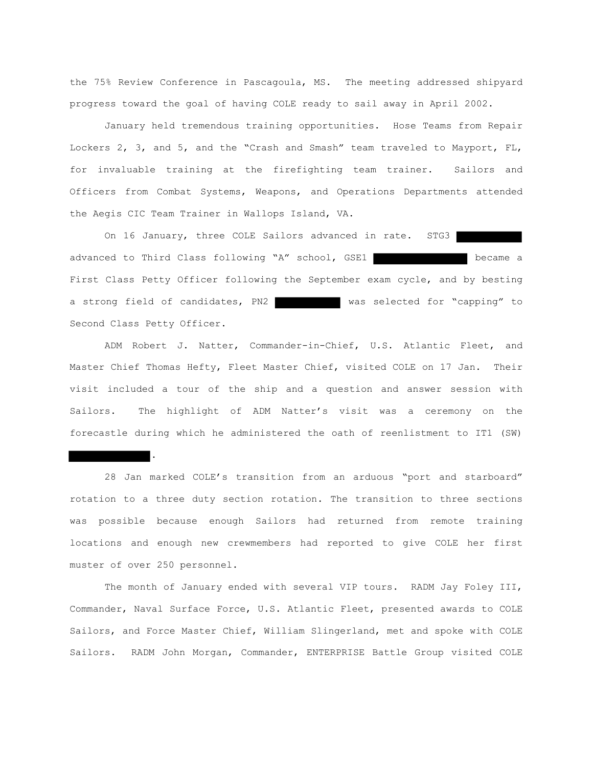the 75% Review Conference in Pascagoula, MS. The meeting addressed shipyard progress toward the goal of having COLE ready to sail away in April 2002.

January held tremendous training opportunities. Hose Teams from Repair Lockers 2, 3, and 5, and the "Crash and Smash" team traveled to Mayport, FL, for invaluable training at the firefighting team trainer. Sailors and Officers from Combat Systems, Weapons, and Operations Departments attended the Aegis CIC Team Trainer in Wallops Island, VA.

On 16 January, three COLE Sailors advanced in rate. STG3 ██████ advanced to Third Class following "A" school, GSE1 ██████████ became a First Class Petty Officer following the September exam cycle, and by besting a strong field of candidates, PN2 ██████ was selected for "capping" to Second Class Petty Officer.

ADM Robert J. Natter, Commander-in-Chief, U.S. Atlantic Fleet, and Master Chief Thomas Hefty, Fleet Master Chief, visited COLE on 17 Jan. Their visit included a tour of the ship and a question and answer session with Sailors. The highlight of ADM Natter's visit was a ceremony on the forecastle during which he administered the oath of reenlistment to IT1 (SW) ████████.

28 Jan marked COLE's transition from an arduous "port and starboard" rotation to a three duty section rotation. The transition to three sections was possible because enough Sailors had returned from remote training locations and enough new crewmembers had reported to give COLE her first muster of over 250 personnel.

The month of January ended with several VIP tours. RADM Jay Foley III, Commander, Naval Surface Force, U.S. Atlantic Fleet, presented awards to COLE Sailors, and Force Master Chief, William Slingerland, met and spoke with COLE Sailors. RADM John Morgan, Commander, ENTERPRISE Battle Group visited COLE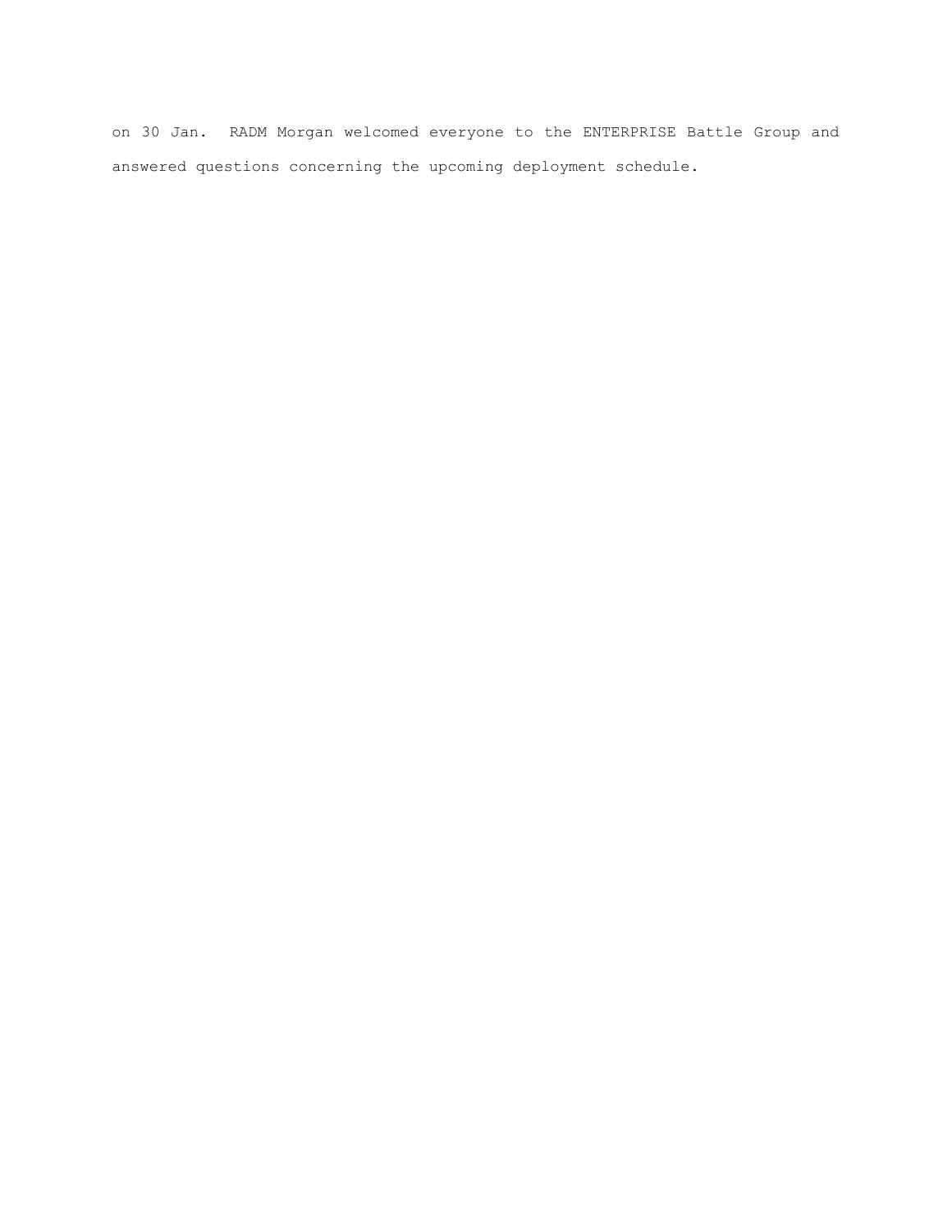on 30 Jan. RADM Morgan welcomed everyone to the ENTERPRISE Battle Group and answered questions concerning the upcoming deployment schedule.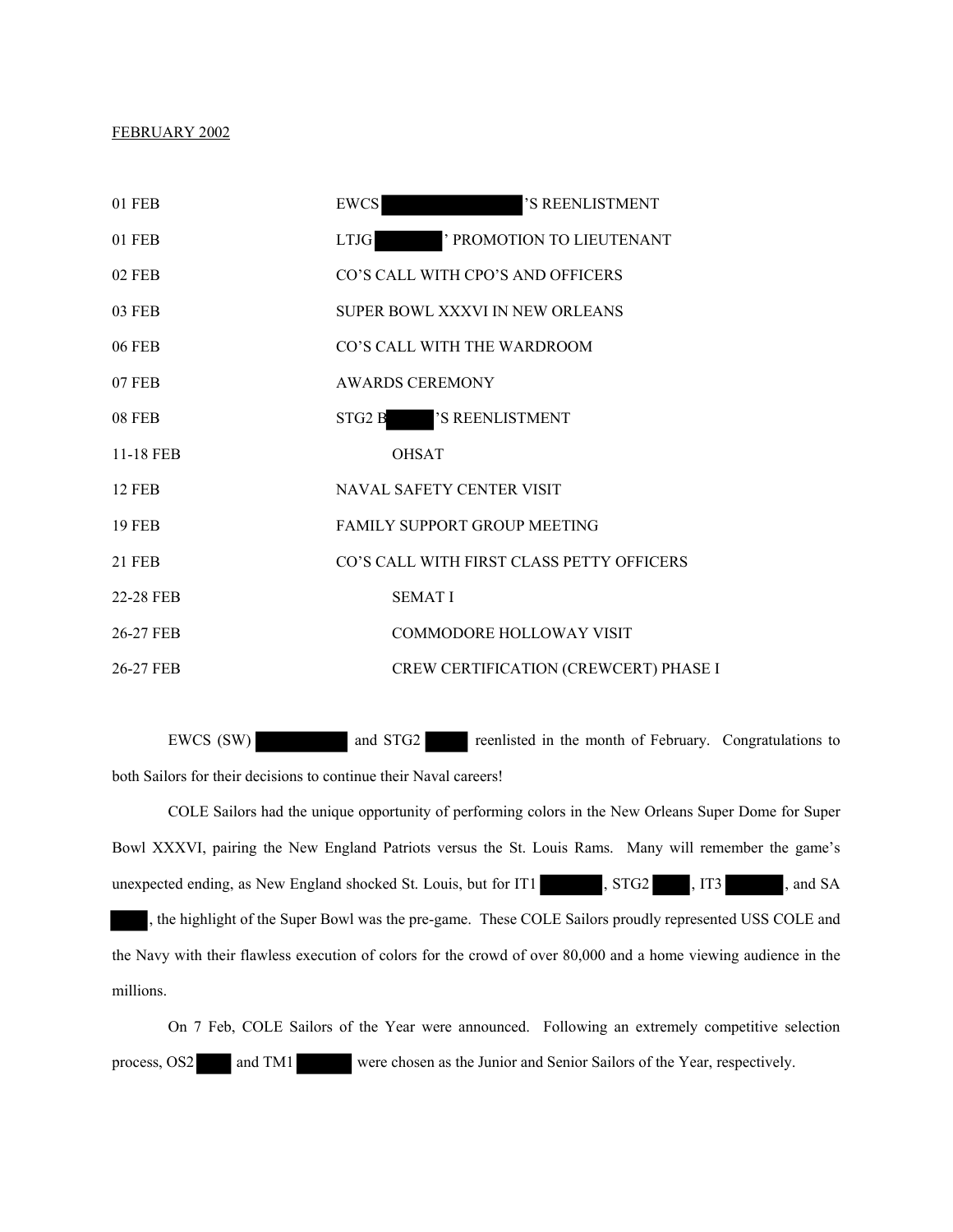FEBRUARY 2002

| | |
|---|---|
| 01 FEB | EWCS ’S REENLISTMENT |
| 01 FEB | LTJG ’ PROMOTION TO LIEUTENANT |
| 02 FEB | CO’S CALL WITH CPO’S AND OFFICERS |
| 03 FEB | SUPER BOWL XXXVI IN NEW ORLEANS |
| 06 FEB | CO’S CALL WITH THE WARDROOM |
| 07 FEB | AWARDS CEREMONY |
| 08 FEB | STG2 B ’S REENLISTMENT |
| 11-18 FEB | OHSAT |
| 12 FEB | NAVAL SAFETY CENTER VISIT |
| 19 FEB | FAMILY SUPPORT GROUP MEETING |
| 21 FEB | CO’S CALL WITH FIRST CLASS PETTY OFFICERS |
| 22-28 FEB | SEMAT I |
| 26-27 FEB | COMMODORE HOLLOWAY VISIT |
| 26-27 FEB | CREW CERTIFICATION (CREWCERT) PHASE I |

EWCS (SW) and STG2 reenlisted in the month of February. Congratulations to both Sailors for their decisions to continue their Naval careers!

COLE Sailors had the unique opportunity of performing colors in the New Orleans Super Dome for Super Bowl XXXVI, pairing the New England Patriots versus the St. Louis Rams. Many will remember the game’s unexpected ending, as New England shocked St. Louis, but for IT1 , STG2 , IT3 , and SA , the highlight of the Super Bowl was the pre-game. These COLE Sailors proudly represented USS COLE and the Navy with their flawless execution of colors for the crowd of over 80,000 and a home viewing audience in the millions.

On 7 Feb, COLE Sailors of the Year were announced. Following an extremely competitive selection process, OS2 and TM1 were chosen as the Junior and Senior Sailors of the Year, respectively.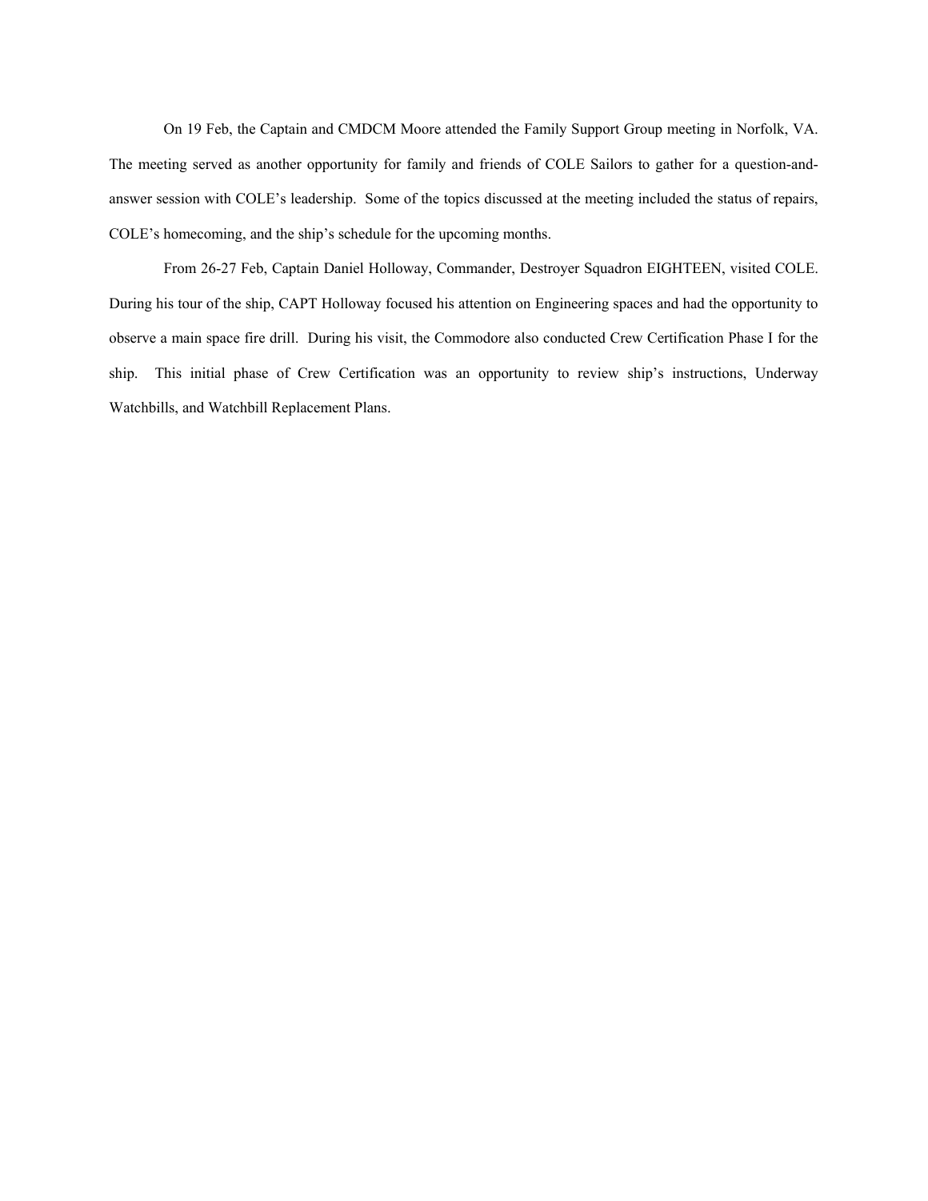On 19 Feb, the Captain and CMDCM Moore attended the Family Support Group meeting in Norfolk, VA. The meeting served as another opportunity for family and friends of COLE Sailors to gather for a question-and-answer session with COLE's leadership. Some of the topics discussed at the meeting included the status of repairs, COLE's homecoming, and the ship's schedule for the upcoming months.

From 26-27 Feb, Captain Daniel Holloway, Commander, Destroyer Squadron EIGHTEEN, visited COLE. During his tour of the ship, CAPT Holloway focused his attention on Engineering spaces and had the opportunity to observe a main space fire drill. During his visit, the Commodore also conducted Crew Certification Phase I for the ship. This initial phase of Crew Certification was an opportunity to review ship's instructions, Underway Watchbills, and Watchbill Replacement Plans.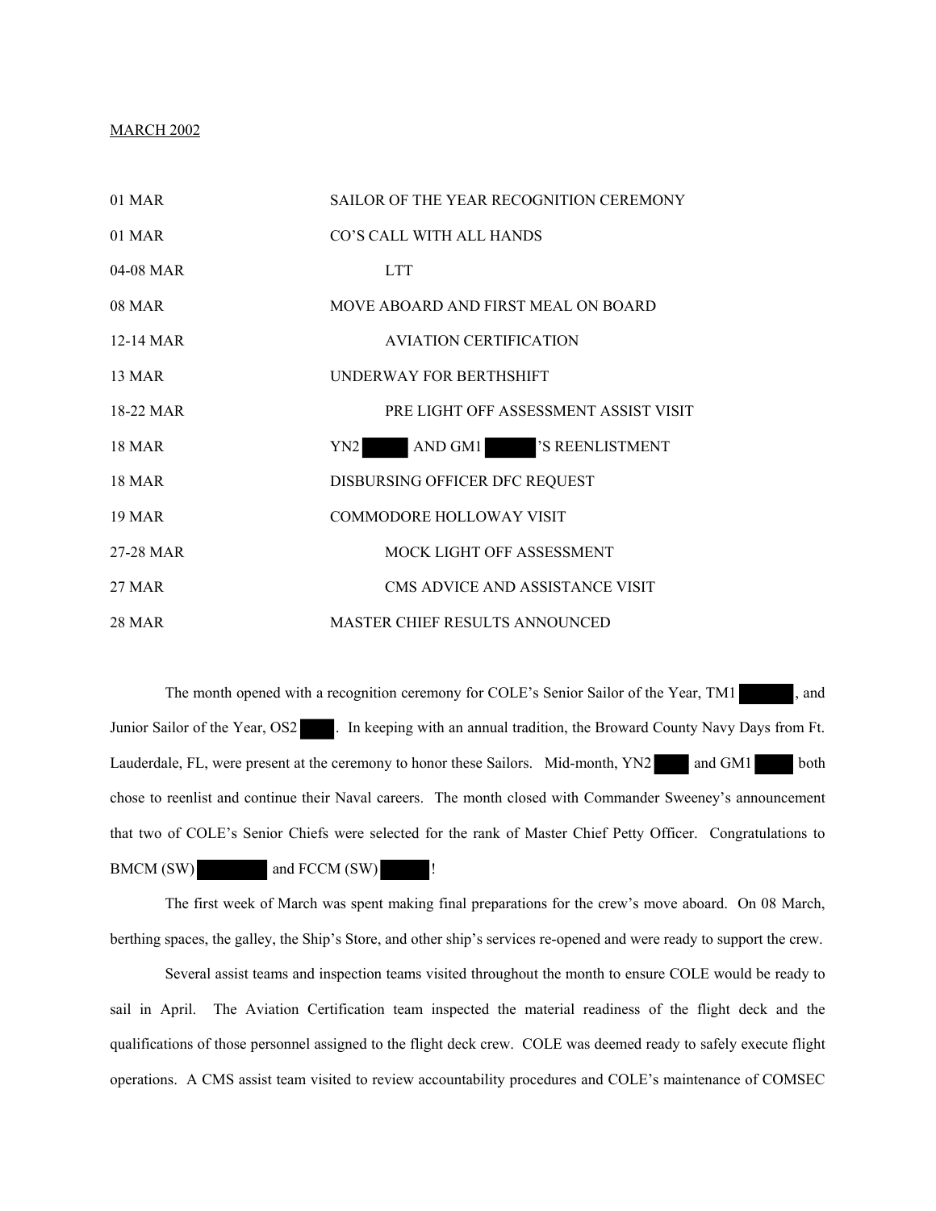MARCH 2002

| | |
|---|---|
| 01 MAR | SAILOR OF THE YEAR RECOGNITION CEREMONY |
| 01 MAR | CO'S CALL WITH ALL HANDS |
| 04-08 MAR | LTT |
| 08 MAR | MOVE ABOARD AND FIRST MEAL ON BOARD |
| 12-14 MAR | AVIATION CERTIFICATION |
| 13 MAR | UNDERWAY FOR BERTHSHIFT |
| 18-22 MAR | PRE LIGHT OFF ASSESSMENT ASSIST VISIT |
| 18 MAR | YN2 ██████ AND GM1 ██████'S REENLISTMENT |
| 18 MAR | DISBURSING OFFICER DFC REQUEST |
| 19 MAR | COMMODORE HOLLOWAY VISIT |
| 27-28 MAR | MOCK LIGHT OFF ASSESSMENT |
| 27 MAR | CMS ADVICE AND ASSISTANCE VISIT |
| 28 MAR | MASTER CHIEF RESULTS ANNOUNCED |

The month opened with a recognition ceremony for COLE's Senior Sailor of the Year, TM1 ██████, and Junior Sailor of the Year, OS2 ████. In keeping with an annual tradition, the Broward County Navy Days from Ft. Lauderdale, FL, were present at the ceremony to honor these Sailors. Mid-month, YN2 ████ and GM1 ████ both chose to reenlist and continue their Naval careers. The month closed with Commander Sweeney's announcement that two of COLE's Senior Chiefs were selected for the rank of Master Chief Petty Officer. Congratulations to BMCM (SW) ████████ and FCCM (SW) ██████!

The first week of March was spent making final preparations for the crew's move aboard. On 08 March, berthing spaces, the galley, the Ship's Store, and other ship's services re-opened and were ready to support the crew.

Several assist teams and inspection teams visited throughout the month to ensure COLE would be ready to sail in April. The Aviation Certification team inspected the material readiness of the flight deck and the qualifications of those personnel assigned to the flight deck crew. COLE was deemed ready to safely execute flight operations. A CMS assist team visited to review accountability procedures and COLE's maintenance of COMSEC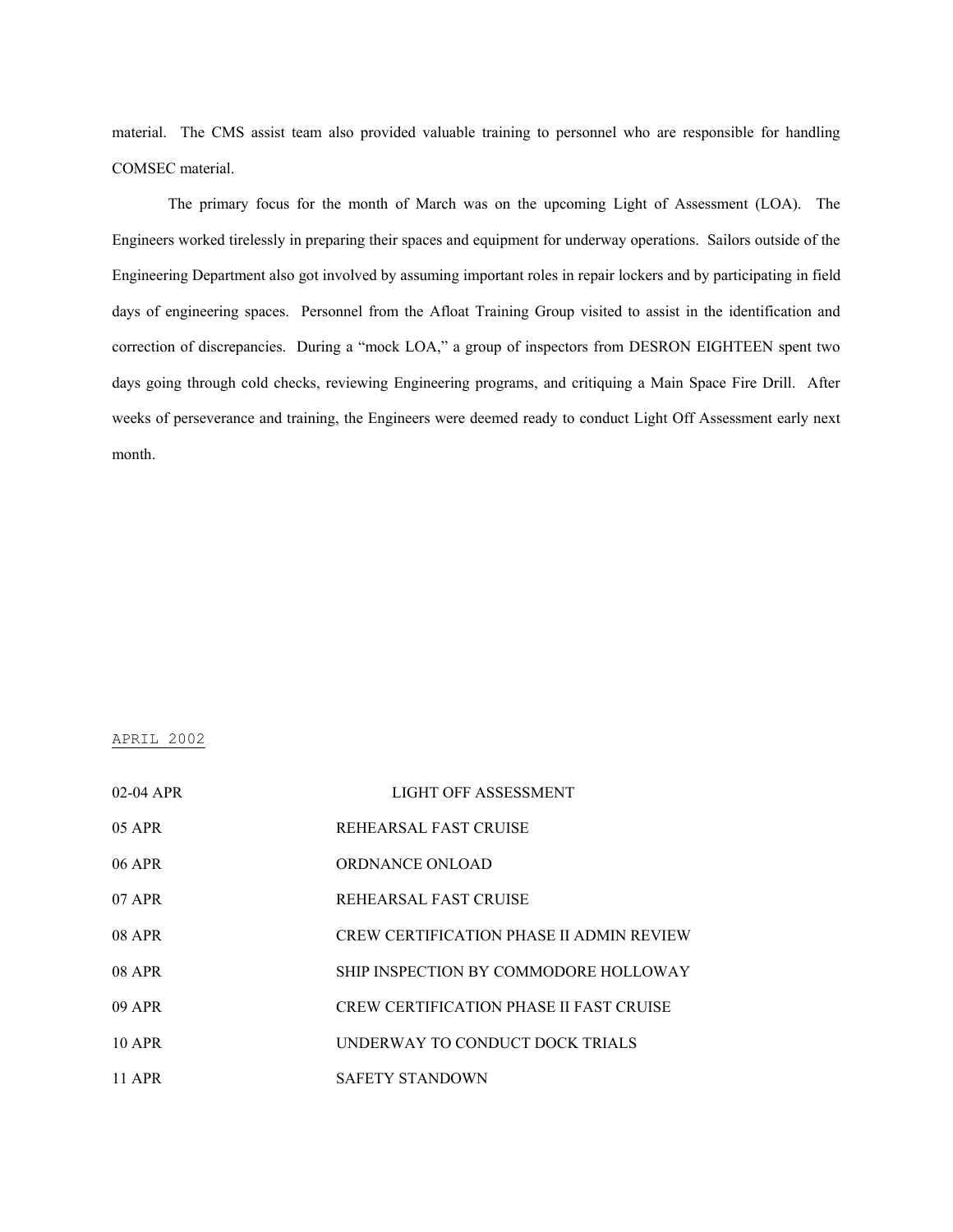material. The CMS assist team also provided valuable training to personnel who are responsible for handling COMSEC material.

The primary focus for the month of March was on the upcoming Light of Assessment (LOA). The Engineers worked tirelessly in preparing their spaces and equipment for underway operations. Sailors outside of the Engineering Department also got involved by assuming important roles in repair lockers and by participating in field days of engineering spaces. Personnel from the Afloat Training Group visited to assist in the identification and correction of discrepancies. During a "mock LOA," a group of inspectors from DESRON EIGHTEEN spent two days going through cold checks, reviewing Engineering programs, and critiquing a Main Space Fire Drill. After weeks of perseverance and training, the Engineers were deemed ready to conduct Light Off Assessment early next month.

APRIL 2002

| | |
|---|---|
| 02-04 APR | LIGHT OFF ASSESSMENT |
| 05 APR | REHEARSAL FAST CRUISE |
| 06 APR | ORDNANCE ONLOAD |
| 07 APR | REHEARSAL FAST CRUISE |
| 08 APR | CREW CERTIFICATION PHASE II ADMIN REVIEW |
| 08 APR | SHIP INSPECTION BY COMMODORE HOLLOWAY |
| 09 APR | CREW CERTIFICATION PHASE II FAST CRUISE |
| 10 APR | UNDERWAY TO CONDUCT DOCK TRIALS |
| 11 APR | SAFETY STANDOWN |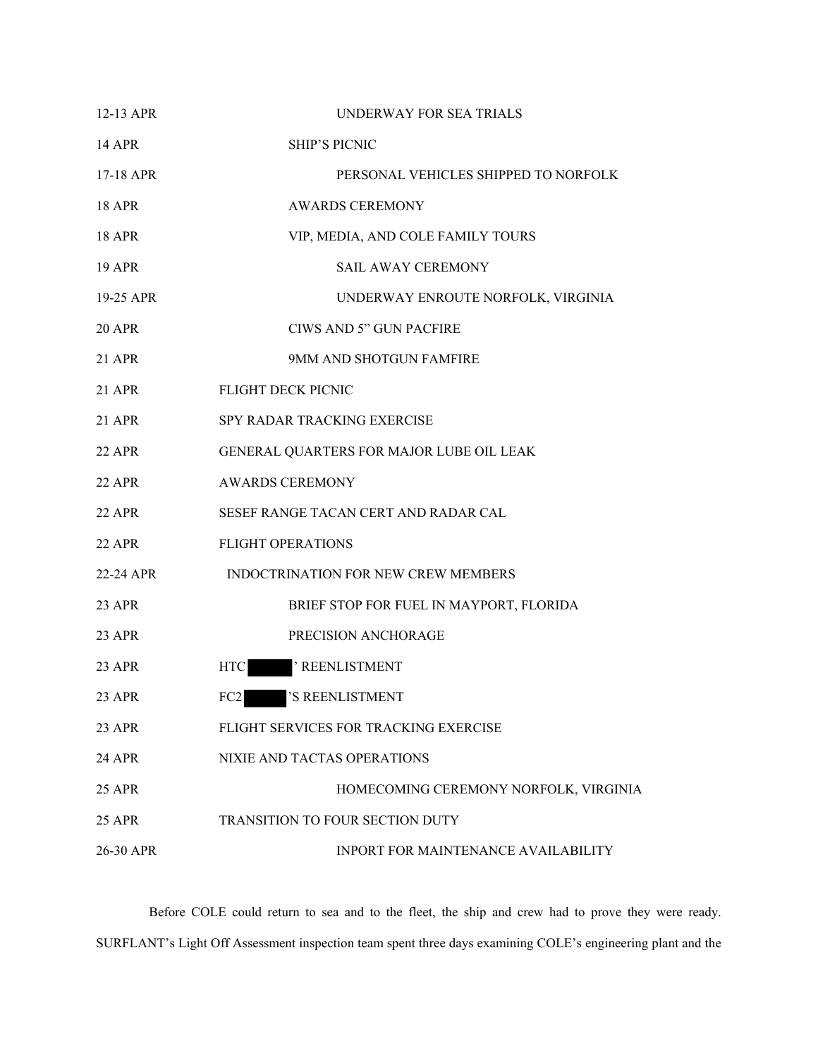| | |
|---|---|
| 12-13 APR | UNDERWAY FOR SEA TRIALS |
| 14 APR | SHIP'S PICNIC |
| 17-18 APR | PERSONAL VEHICLES SHIPPED TO NORFOLK |
| 18 APR | AWARDS CEREMONY |
| 18 APR | VIP, MEDIA, AND COLE FAMILY TOURS |
| 19 APR | SAIL AWAY CEREMONY |
| 19-25 APR | UNDERWAY ENROUTE NORFOLK, VIRGINIA |
| 20 APR | CIWS AND 5" GUN PACFIRE |
| 21 APR | 9MM AND SHOTGUN FAMFIRE |
| 21 APR | FLIGHT DECK PICNIC |
| 21 APR | SPY RADAR TRACKING EXERCISE |
| 22 APR | GENERAL QUARTERS FOR MAJOR LUBE OIL LEAK |
| 22 APR | AWARDS CEREMONY |
| 22 APR | SESEF RANGE TACAN CERT AND RADAR CAL |
| 22 APR | FLIGHT OPERATIONS |
| 22-24 APR | INDOCTRINATION FOR NEW CREW MEMBERS |
| 23 APR | BRIEF STOP FOR FUEL IN MAYPORT, FLORIDA |
| 23 APR | PRECISION ANCHORAGE |
| 23 APR | HTC [REDACTED]' REENLISTMENT |
| 23 APR | FC2 [REDACTED]'S REENLISTMENT |
| 23 APR | FLIGHT SERVICES FOR TRACKING EXERCISE |
| 24 APR | NIXIE AND TACTAS OPERATIONS |
| 25 APR | HOMECOMING CEREMONY NORFOLK, VIRGINIA |
| 25 APR | TRANSITION TO FOUR SECTION DUTY |
| 26-30 APR | INPORT FOR MAINTENANCE AVAILABILITY |

Before COLE could return to sea and to the fleet, the ship and crew had to prove they were ready. SURFLANT's Light Off Assessment inspection team spent three days examining COLE's engineering plant and the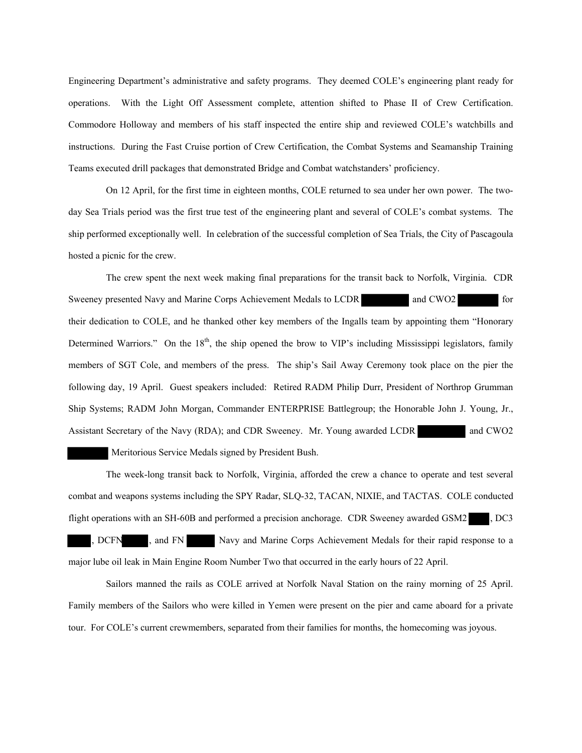Engineering Department's administrative and safety programs. They deemed COLE's engineering plant ready for operations. With the Light Off Assessment complete, attention shifted to Phase II of Crew Certification. Commodore Holloway and members of his staff inspected the entire ship and reviewed COLE's watchbills and instructions. During the Fast Cruise portion of Crew Certification, the Combat Systems and Seamanship Training Teams executed drill packages that demonstrated Bridge and Combat watchstanders' proficiency.

On 12 April, for the first time in eighteen months, COLE returned to sea under her own power. The two-day Sea Trials period was the first true test of the engineering plant and several of COLE's combat systems. The ship performed exceptionally well. In celebration of the successful completion of Sea Trials, the City of Pascagoula hosted a picnic for the crew.

The crew spent the next week making final preparations for the transit back to Norfolk, Virginia. CDR Sweeney presented Navy and Marine Corps Achievement Medals to LCDR ██████ and CWO2 ██████ for their dedication to COLE, and he thanked other key members of the Ingalls team by appointing them "Honorary Determined Warriors." On the 18th, the ship opened the brow to VIP's including Mississippi legislators, family members of SGT Cole, and members of the press. The ship's Sail Away Ceremony took place on the pier the following day, 19 April. Guest speakers included: Retired RADM Philip Durr, President of Northrop Grumman Ship Systems; RADM John Morgan, Commander ENTERPRISE Battlegroup; the Honorable John J. Young, Jr., Assistant Secretary of the Navy (RDA); and CDR Sweeney. Mr. Young awarded LCDR ██████ and CWO2 ██████ Meritorious Service Medals signed by President Bush.

The week-long transit back to Norfolk, Virginia, afforded the crew a chance to operate and test several combat and weapons systems including the SPY Radar, SLQ-32, TACAN, NIXIE, and TACTAS. COLE conducted flight operations with an SH-60B and performed a precision anchorage. CDR Sweeney awarded GSM2 ███, DC3 ███, DCFN███, and FN ███ Navy and Marine Corps Achievement Medals for their rapid response to a major lube oil leak in Main Engine Room Number Two that occurred in the early hours of 22 April.

Sailors manned the rails as COLE arrived at Norfolk Naval Station on the rainy morning of 25 April. Family members of the Sailors who were killed in Yemen were present on the pier and came aboard for a private tour. For COLE's current crewmembers, separated from their families for months, the homecoming was joyous.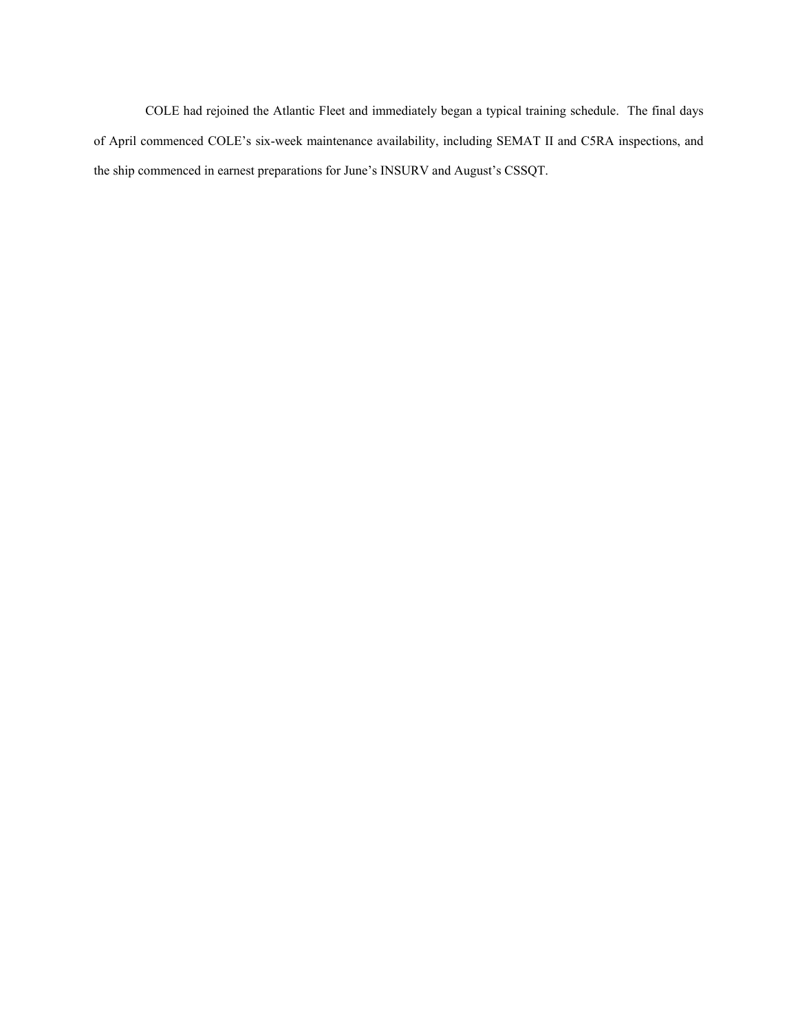COLE had rejoined the Atlantic Fleet and immediately began a typical training schedule. The final days of April commenced COLE's six-week maintenance availability, including SEMAT II and C5RA inspections, and the ship commenced in earnest preparations for June's INSURV and August's CSSQT.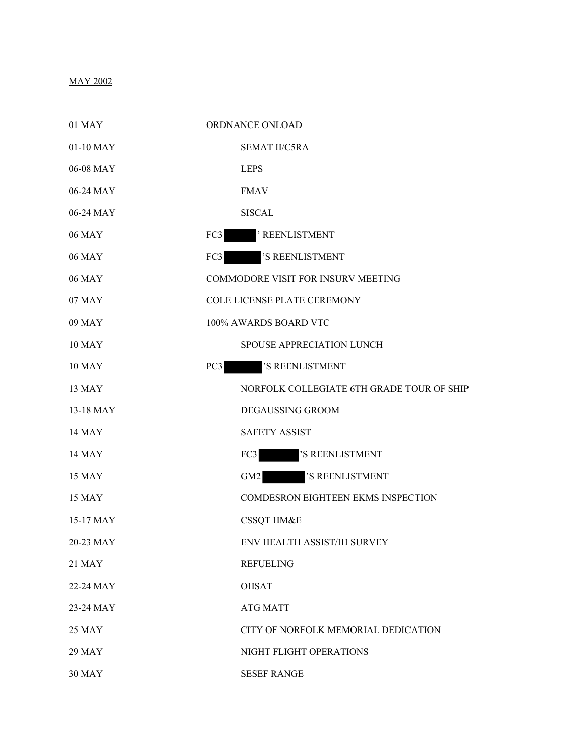MAY 2002

| | |
|---|---|
| 01 MAY | ORDNANCE ONLOAD |
| 01-10 MAY | SEMAT II/C5RA |
| 06-08 MAY | LEPS |
| 06-24 MAY | FMAV |
| 06-24 MAY | SISCAL |
| 06 MAY | FC3 [REDACTED]' REENLISTMENT |
| 06 MAY | FC3 [REDACTED]'S REENLISTMENT |
| 06 MAY | COMMODORE VISIT FOR INSURV MEETING |
| 07 MAY | COLE LICENSE PLATE CEREMONY |
| 09 MAY | 100% AWARDS BOARD VTC |
| 10 MAY | SPOUSE APPRECIATION LUNCH |
| 10 MAY | PC3 [REDACTED]'S REENLISTMENT |
| 13 MAY | NORFOLK COLLEGIATE 6TH GRADE TOUR OF SHIP |
| 13-18 MAY | DEGAUSSING GROOM |
| 14 MAY | SAFETY ASSIST |
| 14 MAY | FC3 [REDACTED]'S REENLISTMENT |
| 15 MAY | GM2 [REDACTED]'S REENLISTMENT |
| 15 MAY | COMDESRON EIGHTEEN EKMS INSPECTION |
| 15-17 MAY | CSSQT HM&E |
| 20-23 MAY | ENV HEALTH ASSIST/IH SURVEY |
| 21 MAY | REFUELING |
| 22-24 MAY | OHSAT |
| 23-24 MAY | ATG MATT |
| 25 MAY | CITY OF NORFOLK MEMORIAL DEDICATION |
| 29 MAY | NIGHT FLIGHT OPERATIONS |
| 30 MAY | SESEF RANGE |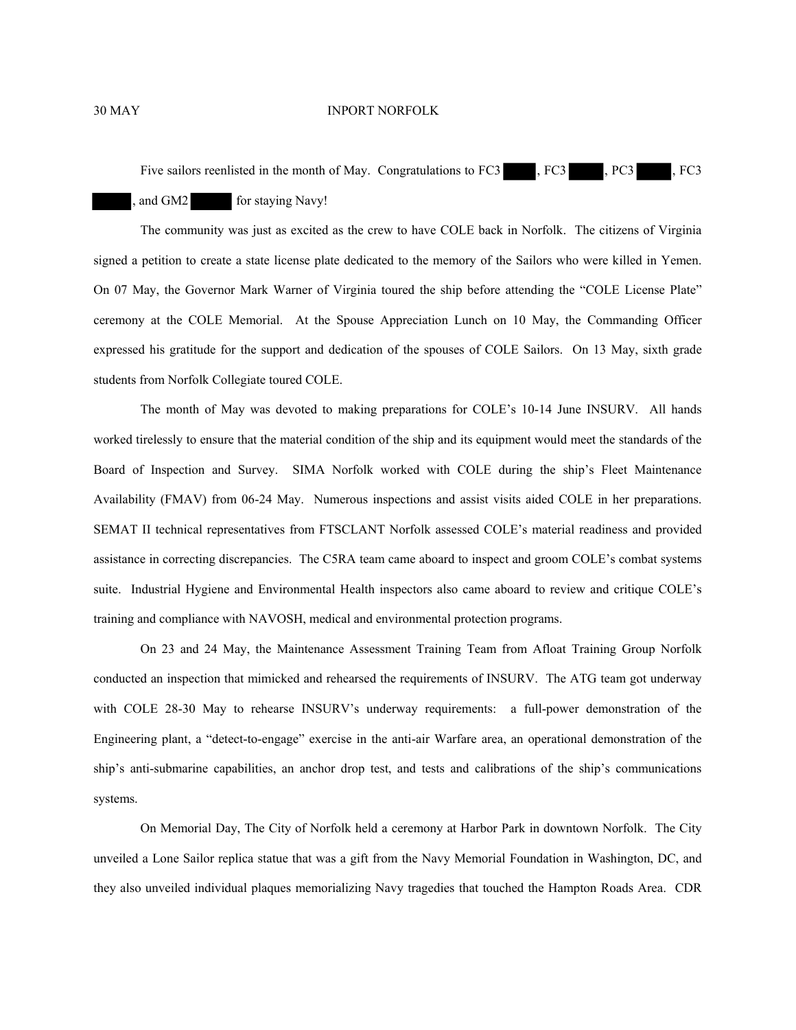30 MAY INPORT NORFOLK

Five sailors reenlisted in the month of May. Congratulations to FC3 █████, FC3 █████, PC3 █████, FC3 █████, and GM2 █████ for staying Navy!

The community was just as excited as the crew to have COLE back in Norfolk. The citizens of Virginia signed a petition to create a state license plate dedicated to the memory of the Sailors who were killed in Yemen. On 07 May, the Governor Mark Warner of Virginia toured the ship before attending the "COLE License Plate" ceremony at the COLE Memorial. At the Spouse Appreciation Lunch on 10 May, the Commanding Officer expressed his gratitude for the support and dedication of the spouses of COLE Sailors. On 13 May, sixth grade students from Norfolk Collegiate toured COLE.

The month of May was devoted to making preparations for COLE's 10-14 June INSURV. All hands worked tirelessly to ensure that the material condition of the ship and its equipment would meet the standards of the Board of Inspection and Survey. SIMA Norfolk worked with COLE during the ship's Fleet Maintenance Availability (FMAV) from 06-24 May. Numerous inspections and assist visits aided COLE in her preparations. SEMAT II technical representatives from FTSCLANT Norfolk assessed COLE's material readiness and provided assistance in correcting discrepancies. The C5RA team came aboard to inspect and groom COLE's combat systems suite. Industrial Hygiene and Environmental Health inspectors also came aboard to review and critique COLE's training and compliance with NAVOSH, medical and environmental protection programs.

On 23 and 24 May, the Maintenance Assessment Training Team from Afloat Training Group Norfolk conducted an inspection that mimicked and rehearsed the requirements of INSURV. The ATG team got underway with COLE 28-30 May to rehearse INSURV's underway requirements: a full-power demonstration of the Engineering plant, a "detect-to-engage" exercise in the anti-air Warfare area, an operational demonstration of the ship's anti-submarine capabilities, an anchor drop test, and tests and calibrations of the ship's communications systems.

On Memorial Day, The City of Norfolk held a ceremony at Harbor Park in downtown Norfolk. The City unveiled a Lone Sailor replica statue that was a gift from the Navy Memorial Foundation in Washington, DC, and they also unveiled individual plaques memorializing Navy tragedies that touched the Hampton Roads Area. CDR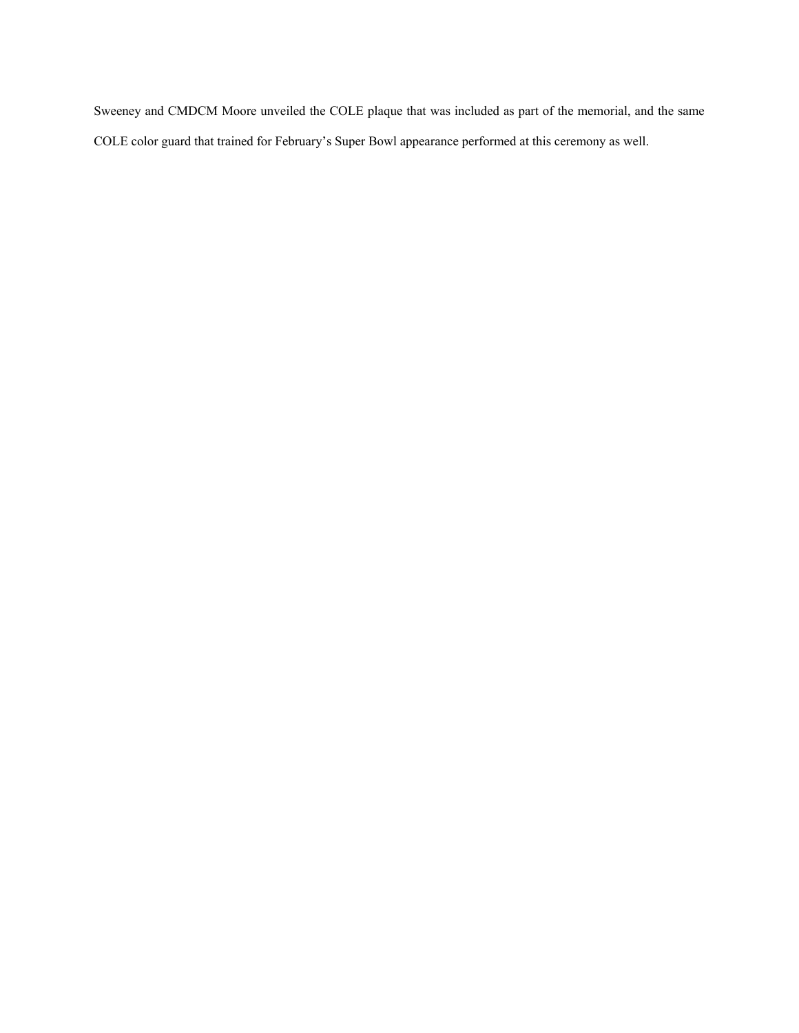Sweeney and CMDCM Moore unveiled the COLE plaque that was included as part of the memorial, and the same COLE color guard that trained for February’s Super Bowl appearance performed at this ceremony as well.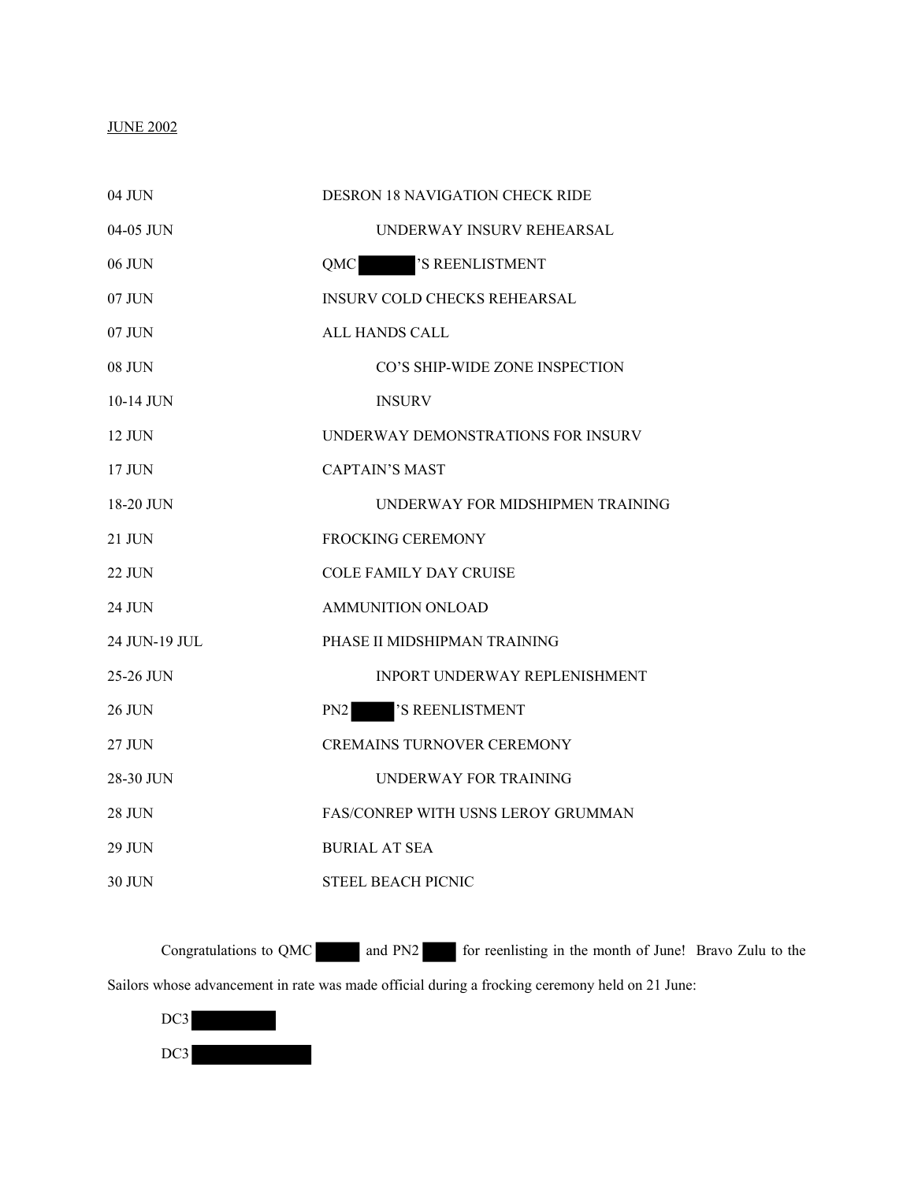JUNE 2002

| | |
|---|---|
| 04 JUN | DESRON 18 NAVIGATION CHECK RIDE |
| 04-05 JUN | UNDERWAY INSURV REHEARSAL |
| 06 JUN | QMC ███'S REENLISTMENT |
| 07 JUN | INSURV COLD CHECKS REHEARSAL |
| 07 JUN | ALL HANDS CALL |
| 08 JUN | CO'S SHIP-WIDE ZONE INSPECTION |
| 10-14 JUN | INSURV |
| 12 JUN | UNDERWAY DEMONSTRATIONS FOR INSURV |
| 17 JUN | CAPTAIN'S MAST |
| 18-20 JUN | UNDERWAY FOR MIDSHIPMEN TRAINING |
| 21 JUN | FROCKING CEREMONY |
| 22 JUN | COLE FAMILY DAY CRUISE |
| 24 JUN | AMMUNITION ONLOAD |
| 24 JUN-19 JUL | PHASE II MIDSHIPMAN TRAINING |
| 25-26 JUN | INPORT UNDERWAY REPLENISHMENT |
| 26 JUN | PN2 ███'S REENLISTMENT |
| 27 JUN | CREMAINS TURNOVER CEREMONY |
| 28-30 JUN | UNDERWAY FOR TRAINING |
| 28 JUN | FAS/CONREP WITH USNS LEROY GRUMMAN |
| 29 JUN | BURIAL AT SEA |
| 30 JUN | STEEL BEACH PICNIC |

Congratulations to QMC ███ and PN2 ███ for reenlisting in the month of June! Bravo Zulu to the Sailors whose advancement in rate was made official during a frocking ceremony held on 21 June:

DC3 ███

DC3 ███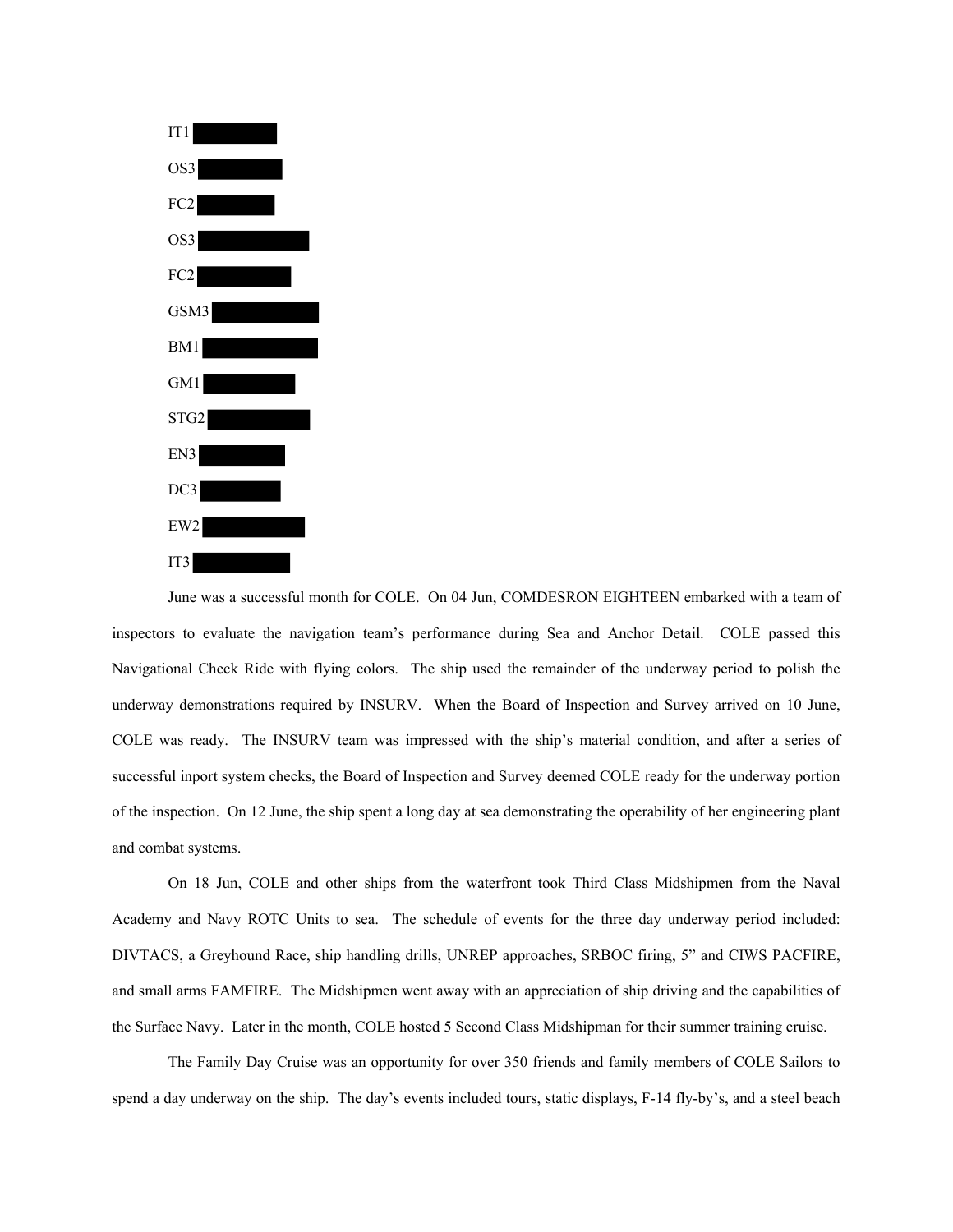IT1 

OS3 

FC2 

OS3 

FC2 

GSM3 

BM1 

GM1 

STG2 

EN3 

DC3 

EW2 

IT3 

June was a successful month for COLE. On 04 Jun, COMDESRON EIGHTEEN embarked with a team of inspectors to evaluate the navigation team's performance during Sea and Anchor Detail. COLE passed this Navigational Check Ride with flying colors. The ship used the remainder of the underway period to polish the underway demonstrations required by INSURV. When the Board of Inspection and Survey arrived on 10 June, COLE was ready. The INSURV team was impressed with the ship's material condition, and after a series of successful inport system checks, the Board of Inspection and Survey deemed COLE ready for the underway portion of the inspection. On 12 June, the ship spent a long day at sea demonstrating the operability of her engineering plant and combat systems.

On 18 Jun, COLE and other ships from the waterfront took Third Class Midshipmen from the Naval Academy and Navy ROTC Units to sea. The schedule of events for the three day underway period included: DIVTACS, a Greyhound Race, ship handling drills, UNREP approaches, SRBOC firing, 5" and CIWS PACFIRE, and small arms FAMFIRE. The Midshipmen went away with an appreciation of ship driving and the capabilities of the Surface Navy. Later in the month, COLE hosted 5 Second Class Midshipman for their summer training cruise.

The Family Day Cruise was an opportunity for over 350 friends and family members of COLE Sailors to spend a day underway on the ship. The day's events included tours, static displays, F-14 fly-by's, and a steel beach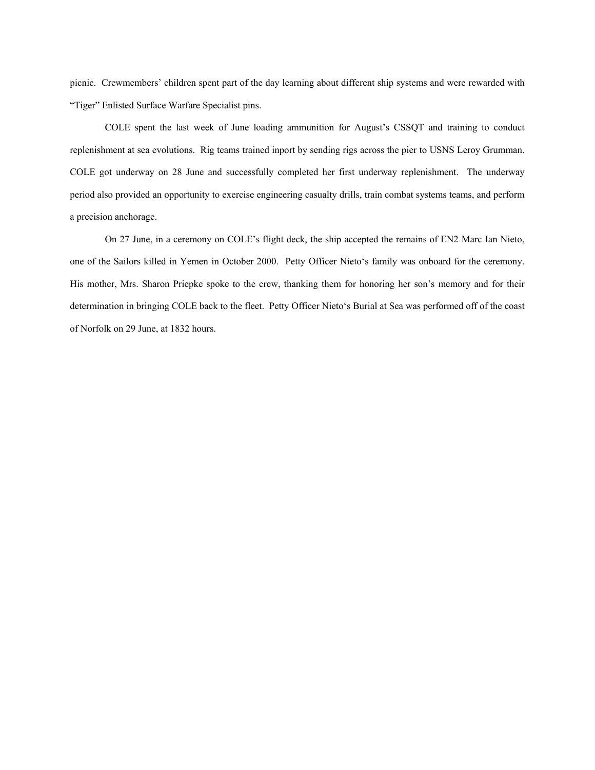picnic.  Crewmembers' children spent part of the day learning about different ship systems and were rewarded with "Tiger" Enlisted Surface Warfare Specialist pins.

COLE spent the last week of June loading ammunition for August's CSSQT and training to conduct replenishment at sea evolutions.  Rig teams trained inport by sending rigs across the pier to USNS Leroy Grumman.  COLE got underway on 28 June and successfully completed her first underway replenishment.  The underway period also provided an opportunity to exercise engineering casualty drills, train combat systems teams, and perform a precision anchorage.

On 27 June, in a ceremony on COLE's flight deck, the ship accepted the remains of EN2 Marc Ian Nieto, one of the Sailors killed in Yemen in October 2000.  Petty Officer Nieto's family was onboard for the ceremony.  His mother, Mrs. Sharon Priepke spoke to the crew, thanking them for honoring her son's memory and for their determination in bringing COLE back to the fleet.  Petty Officer Nieto's Burial at Sea was performed off of the coast of Norfolk on 29 June, at 1832 hours.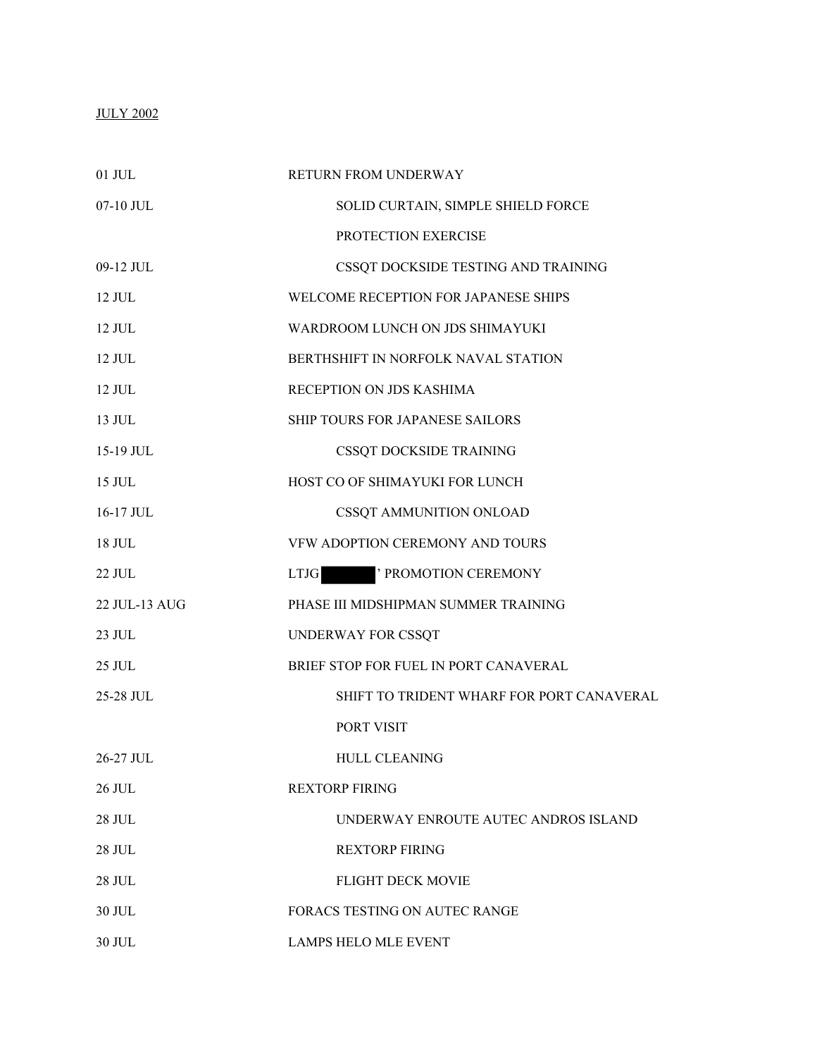JULY 2002

| | |
|---|---|
| 01 JUL | RETURN FROM UNDERWAY |
| 07-10 JUL | SOLID CURTAIN, SIMPLE SHIELD FORCE PROTECTION EXERCISE |
| 09-12 JUL | CSSQT DOCKSIDE TESTING AND TRAINING |
| 12 JUL | WELCOME RECEPTION FOR JAPANESE SHIPS |
| 12 JUL | WARDROOM LUNCH ON JDS SHIMAYUKI |
| 12 JUL | BERTHSHIFT IN NORFOLK NAVAL STATION |
| 12 JUL | RECEPTION ON JDS KASHIMA |
| 13 JUL | SHIP TOURS FOR JAPANESE SAILORS |
| 15-19 JUL | CSSQT DOCKSIDE TRAINING |
| 15 JUL | HOST CO OF SHIMAYUKI FOR LUNCH |
| 16-17 JUL | CSSQT AMMUNITION ONLOAD |
| 18 JUL | VFW ADOPTION CEREMONY AND TOURS |
| 22 JUL | LTJG [REDACTED]' PROMOTION CEREMONY |
| 22 JUL-13 AUG | PHASE III MIDSHIPMAN SUMMER TRAINING |
| 23 JUL | UNDERWAY FOR CSSQT |
| 25 JUL | BRIEF STOP FOR FUEL IN PORT CANAVERAL |
| 25-28 JUL | SHIFT TO TRIDENT WHARF FOR PORT CANAVERAL PORT VISIT |
| 26-27 JUL | HULL CLEANING |
| 26 JUL | REXTORP FIRING |
| 28 JUL | UNDERWAY ENROUTE AUTEC ANDROS ISLAND |
| 28 JUL | REXTORP FIRING |
| 28 JUL | FLIGHT DECK MOVIE |
| 30 JUL | FORACS TESTING ON AUTEC RANGE |
| 30 JUL | LAMPS HELO MLE EVENT |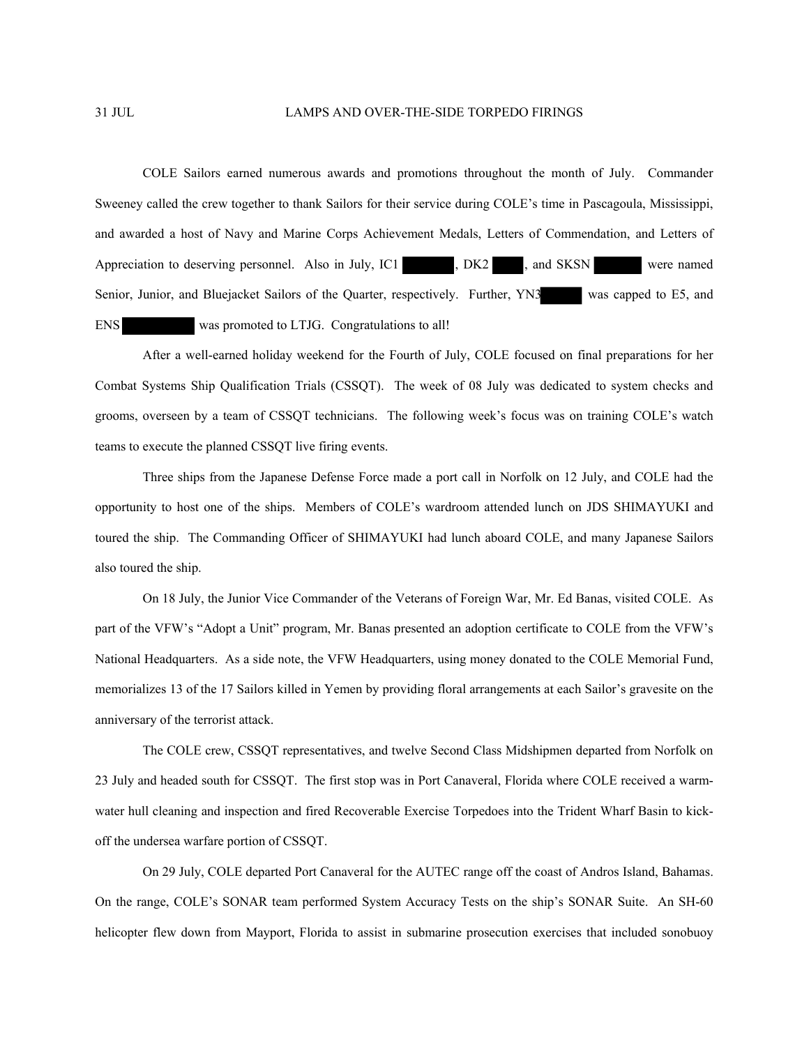31 JUL LAMPS AND OVER-THE-SIDE TORPEDO FIRINGS

COLE Sailors earned numerous awards and promotions throughout the month of July. Commander Sweeney called the crew together to thank Sailors for their service during COLE's time in Pascagoula, Mississippi, and awarded a host of Navy and Marine Corps Achievement Medals, Letters of Commendation, and Letters of Appreciation to deserving personnel. Also in July, IC1 [REDACTED], DK2 [REDACTED], and SKSN [REDACTED] were named Senior, Junior, and Bluejacket Sailors of the Quarter, respectively. Further, YN3 [REDACTED] was capped to E5, and ENS [REDACTED] was promoted to LTJG. Congratulations to all!

After a well-earned holiday weekend for the Fourth of July, COLE focused on final preparations for her Combat Systems Ship Qualification Trials (CSSQT). The week of 08 July was dedicated to system checks and grooms, overseen by a team of CSSQT technicians. The following week's focus was on training COLE's watch teams to execute the planned CSSQT live firing events.

Three ships from the Japanese Defense Force made a port call in Norfolk on 12 July, and COLE had the opportunity to host one of the ships. Members of COLE's wardroom attended lunch on JDS SHIMAYUKI and toured the ship. The Commanding Officer of SHIMAYUKI had lunch aboard COLE, and many Japanese Sailors also toured the ship.

On 18 July, the Junior Vice Commander of the Veterans of Foreign War, Mr. Ed Banas, visited COLE. As part of the VFW's "Adopt a Unit" program, Mr. Banas presented an adoption certificate to COLE from the VFW's National Headquarters. As a side note, the VFW Headquarters, using money donated to the COLE Memorial Fund, memorializes 13 of the 17 Sailors killed in Yemen by providing floral arrangements at each Sailor's gravesite on the anniversary of the terrorist attack.

The COLE crew, CSSQT representatives, and twelve Second Class Midshipmen departed from Norfolk on 23 July and headed south for CSSQT. The first stop was in Port Canaveral, Florida where COLE received a warm-water hull cleaning and inspection and fired Recoverable Exercise Torpedoes into the Trident Wharf Basin to kick-off the undersea warfare portion of CSSQT.

On 29 July, COLE departed Port Canaveral for the AUTEC range off the coast of Andros Island, Bahamas. On the range, COLE's SONAR team performed System Accuracy Tests on the ship's SONAR Suite. An SH-60 helicopter flew down from Mayport, Florida to assist in submarine prosecution exercises that included sonobuoy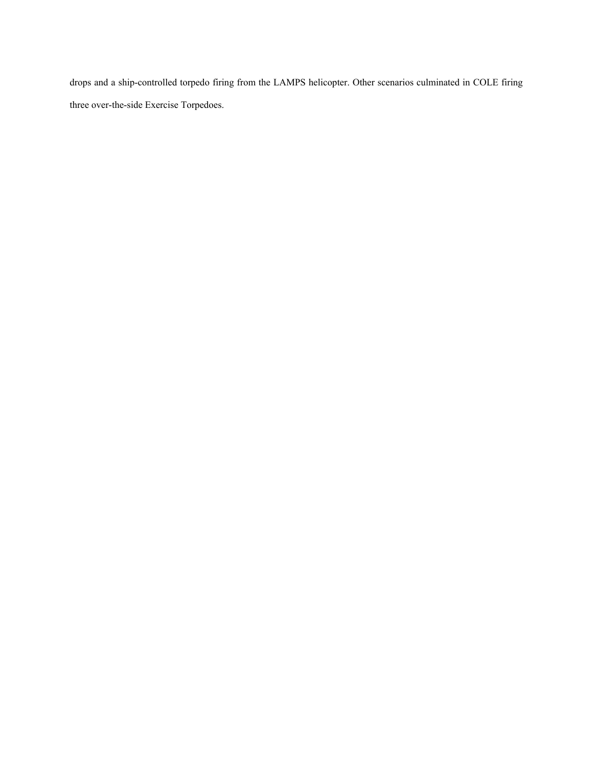drops and a ship-controlled torpedo firing from the LAMPS helicopter. Other scenarios culminated in COLE firing three over-the-side Exercise Torpedoes.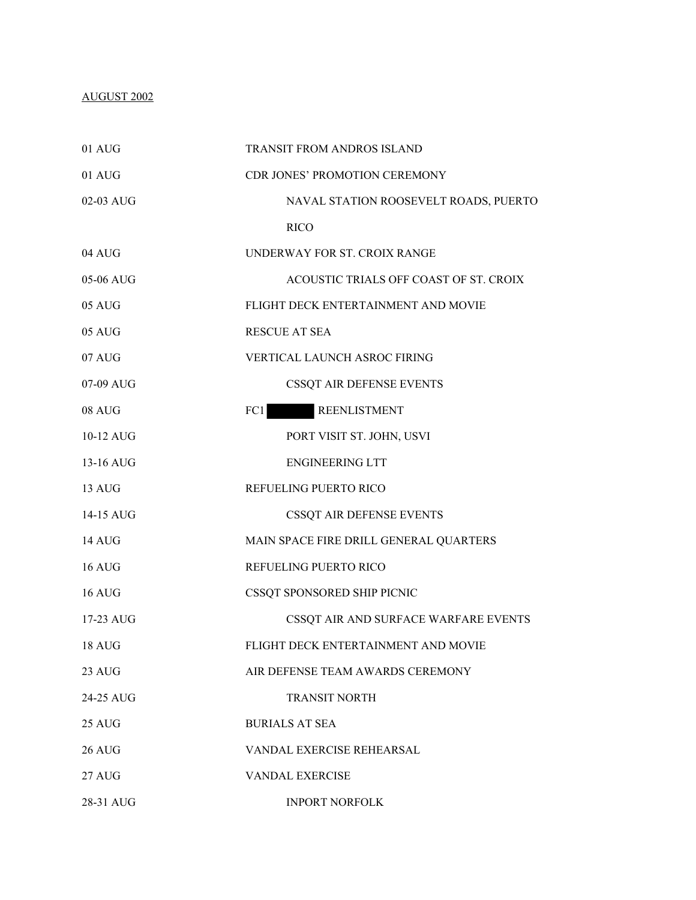AUGUST 2002

| | |
|---|---|
| 01 AUG | TRANSIT FROM ANDROS ISLAND |
| 01 AUG | CDR JONES' PROMOTION CEREMONY |
| 02-03 AUG | NAVAL STATION ROOSEVELT ROADS, PUERTO RICO |
| 04 AUG | UNDERWAY FOR ST. CROIX RANGE |
| 05-06 AUG | ACOUSTIC TRIALS OFF COAST OF ST. CROIX |
| 05 AUG | FLIGHT DECK ENTERTAINMENT AND MOVIE |
| 05 AUG | RESCUE AT SEA |
| 07 AUG | VERTICAL LAUNCH ASROC FIRING |
| 07-09 AUG | CSSQT AIR DEFENSE EVENTS |
| 08 AUG | FC1 [REDACTED] REENLISTMENT |
| 10-12 AUG | PORT VISIT ST. JOHN, USVI |
| 13-16 AUG | ENGINEERING LTT |
| 13 AUG | REFUELING PUERTO RICO |
| 14-15 AUG | CSSQT AIR DEFENSE EVENTS |
| 14 AUG | MAIN SPACE FIRE DRILL GENERAL QUARTERS |
| 16 AUG | REFUELING PUERTO RICO |
| 16 AUG | CSSQT SPONSORED SHIP PICNIC |
| 17-23 AUG | CSSQT AIR AND SURFACE WARFARE EVENTS |
| 18 AUG | FLIGHT DECK ENTERTAINMENT AND MOVIE |
| 23 AUG | AIR DEFENSE TEAM AWARDS CEREMONY |
| 24-25 AUG | TRANSIT NORTH |
| 25 AUG | BURIALS AT SEA |
| 26 AUG | VANDAL EXERCISE REHEARSAL |
| 27 AUG | VANDAL EXERCISE |
| 28-31 AUG | INPORT NORFOLK |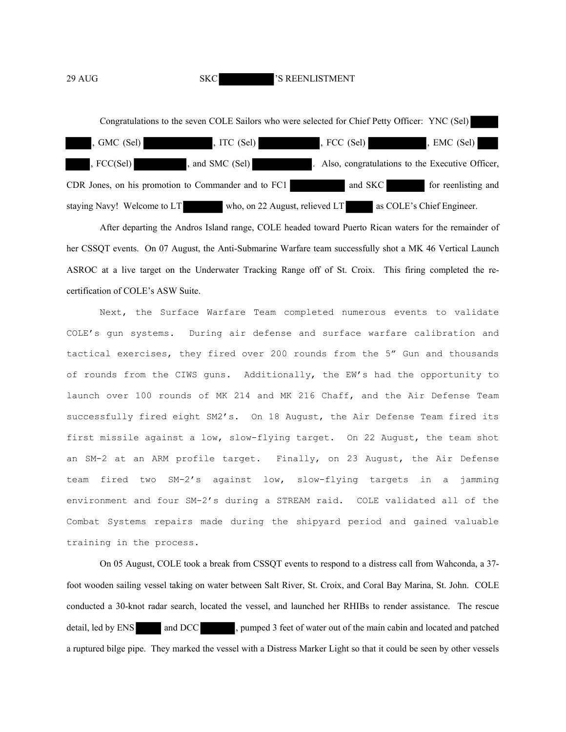29 AUG SKC ██████'S REENLISTMENT

Congratulations to the seven COLE Sailors who were selected for Chief Petty Officer: YNC (Sel) ██████, GMC (Sel) ██████, ITC (Sel) ██████, FCC (Sel) ██████, EMC (Sel) ██████, FCC(Sel) ██████, and SMC (Sel) ██████. Also, congratulations to the Executive Officer, CDR Jones, on his promotion to Commander and to FC1 ██████ and SKC ██████ for reenlisting and staying Navy! Welcome to LT ██████ who, on 22 August, relieved LT ██████ as COLE's Chief Engineer.

After departing the Andros Island range, COLE headed toward Puerto Rican waters for the remainder of her CSSQT events. On 07 August, the Anti-Submarine Warfare team successfully shot a MK 46 Vertical Launch ASROC at a live target on the Underwater Tracking Range off of St. Croix. This firing completed the re-certification of COLE's ASW Suite.

Next, the Surface Warfare Team completed numerous events to validate COLE's gun systems. During air defense and surface warfare calibration and tactical exercises, they fired over 200 rounds from the 5" Gun and thousands of rounds from the CIWS guns. Additionally, the EW's had the opportunity to launch over 100 rounds of MK 214 and MK 216 Chaff, and the Air Defense Team successfully fired eight SM2's. On 18 August, the Air Defense Team fired its first missile against a low, slow-flying target. On 22 August, the team shot an SM-2 at an ARM profile target. Finally, on 23 August, the Air Defense team fired two SM-2's against low, slow-flying targets in a jamming environment and four SM-2's during a STREAM raid. COLE validated all of the Combat Systems repairs made during the shipyard period and gained valuable training in the process.

On 05 August, COLE took a break from CSSQT events to respond to a distress call from Wahconda, a 37-foot wooden sailing vessel taking on water between Salt River, St. Croix, and Coral Bay Marina, St. John. COLE conducted a 30-knot radar search, located the vessel, and launched her RHIBs to render assistance. The rescue detail, led by ENS ██████ and DCC ██████, pumped 3 feet of water out of the main cabin and located and patched a ruptured bilge pipe. They marked the vessel with a Distress Marker Light so that it could be seen by other vessels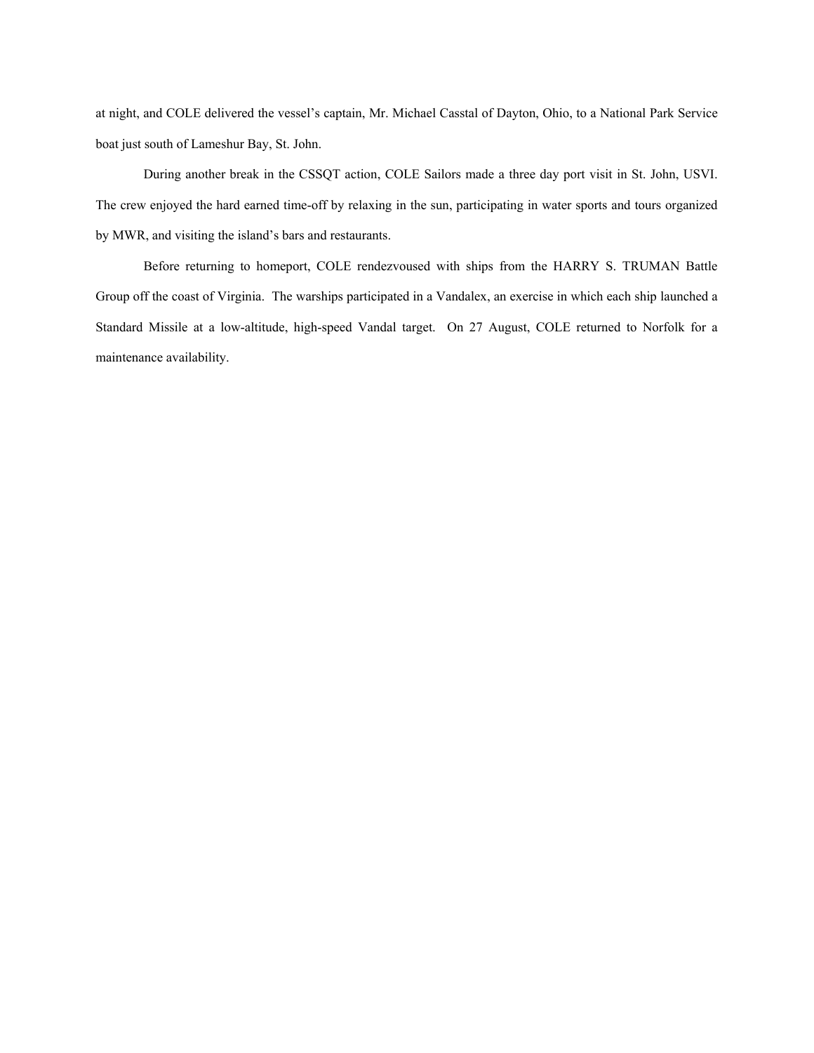at night, and COLE delivered the vessel's captain, Mr. Michael Casstal of Dayton, Ohio, to a National Park Service boat just south of Lameshur Bay, St. John.

During another break in the CSSQT action, COLE Sailors made a three day port visit in St. John, USVI. The crew enjoyed the hard earned time-off by relaxing in the sun, participating in water sports and tours organized by MWR, and visiting the island's bars and restaurants.

Before returning to homeport, COLE rendezvoused with ships from the HARRY S. TRUMAN Battle Group off the coast of Virginia. The warships participated in a Vandalex, an exercise in which each ship launched a Standard Missile at a low-altitude, high-speed Vandal target. On 27 August, COLE returned to Norfolk for a maintenance availability.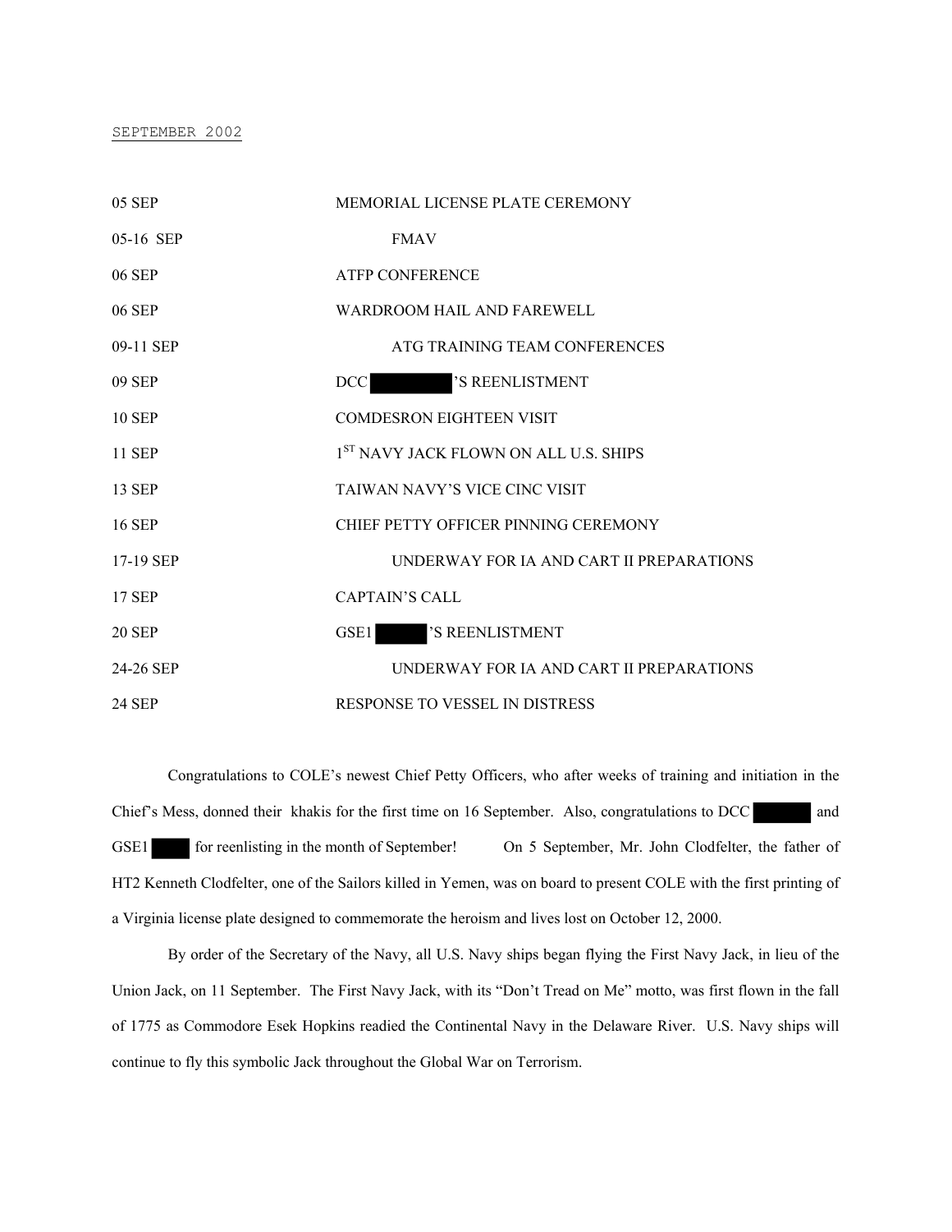SEPTEMBER 2002

| | |
|---|---|
| 05 SEP | MEMORIAL LICENSE PLATE CEREMONY |
| 05-16 SEP | FMAV |
| 06 SEP | ATFP CONFERENCE |
| 06 SEP | WARDROOM HAIL AND FAREWELL |
| 09-11 SEP | ATG TRAINING TEAM CONFERENCES |
| 09 SEP | DCC ███'S REENLISTMENT |
| 10 SEP | COMDESRON EIGHTEEN VISIT |
| 11 SEP | 1ST NAVY JACK FLOWN ON ALL U.S. SHIPS |
| 13 SEP | TAIWAN NAVY'S VICE CINC VISIT |
| 16 SEP | CHIEF PETTY OFFICER PINNING CEREMONY |
| 17-19 SEP | UNDERWAY FOR IA AND CART II PREPARATIONS |
| 17 SEP | CAPTAIN'S CALL |
| 20 SEP | GSE1 ███'S REENLISTMENT |
| 24-26 SEP | UNDERWAY FOR IA AND CART II PREPARATIONS |
| 24 SEP | RESPONSE TO VESSEL IN DISTRESS |

Congratulations to COLE's newest Chief Petty Officers, who after weeks of training and initiation in the Chief's Mess, donned their khakis for the first time on 16 September. Also, congratulations to DCC ███ and GSE1 ███ for reenlisting in the month of September! On 5 September, Mr. John Clodfelter, the father of HT2 Kenneth Clodfelter, one of the Sailors killed in Yemen, was on board to present COLE with the first printing of a Virginia license plate designed to commemorate the heroism and lives lost on October 12, 2000.

By order of the Secretary of the Navy, all U.S. Navy ships began flying the First Navy Jack, in lieu of the Union Jack, on 11 September. The First Navy Jack, with its "Don't Tread on Me" motto, was first flown in the fall of 1775 as Commodore Esek Hopkins readied the Continental Navy in the Delaware River. U.S. Navy ships will continue to fly this symbolic Jack throughout the Global War on Terrorism.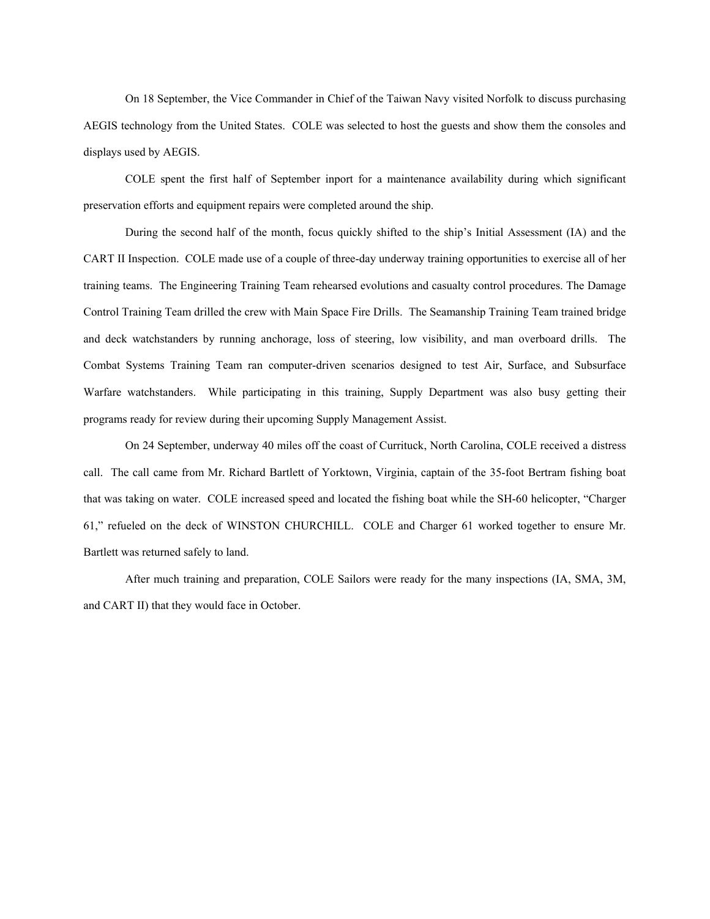On 18 September, the Vice Commander in Chief of the Taiwan Navy visited Norfolk to discuss purchasing AEGIS technology from the United States. COLE was selected to host the guests and show them the consoles and displays used by AEGIS.

COLE spent the first half of September inport for a maintenance availability during which significant preservation efforts and equipment repairs were completed around the ship.

During the second half of the month, focus quickly shifted to the ship's Initial Assessment (IA) and the CART II Inspection. COLE made use of a couple of three-day underway training opportunities to exercise all of her training teams. The Engineering Training Team rehearsed evolutions and casualty control procedures. The Damage Control Training Team drilled the crew with Main Space Fire Drills. The Seamanship Training Team trained bridge and deck watchstanders by running anchorage, loss of steering, low visibility, and man overboard drills. The Combat Systems Training Team ran computer-driven scenarios designed to test Air, Surface, and Subsurface Warfare watchstanders. While participating in this training, Supply Department was also busy getting their programs ready for review during their upcoming Supply Management Assist.

On 24 September, underway 40 miles off the coast of Currituck, North Carolina, COLE received a distress call. The call came from Mr. Richard Bartlett of Yorktown, Virginia, captain of the 35-foot Bertram fishing boat that was taking on water. COLE increased speed and located the fishing boat while the SH-60 helicopter, "Charger 61," refueled on the deck of WINSTON CHURCHILL. COLE and Charger 61 worked together to ensure Mr. Bartlett was returned safely to land.

After much training and preparation, COLE Sailors were ready for the many inspections (IA, SMA, 3M, and CART II) that they would face in October.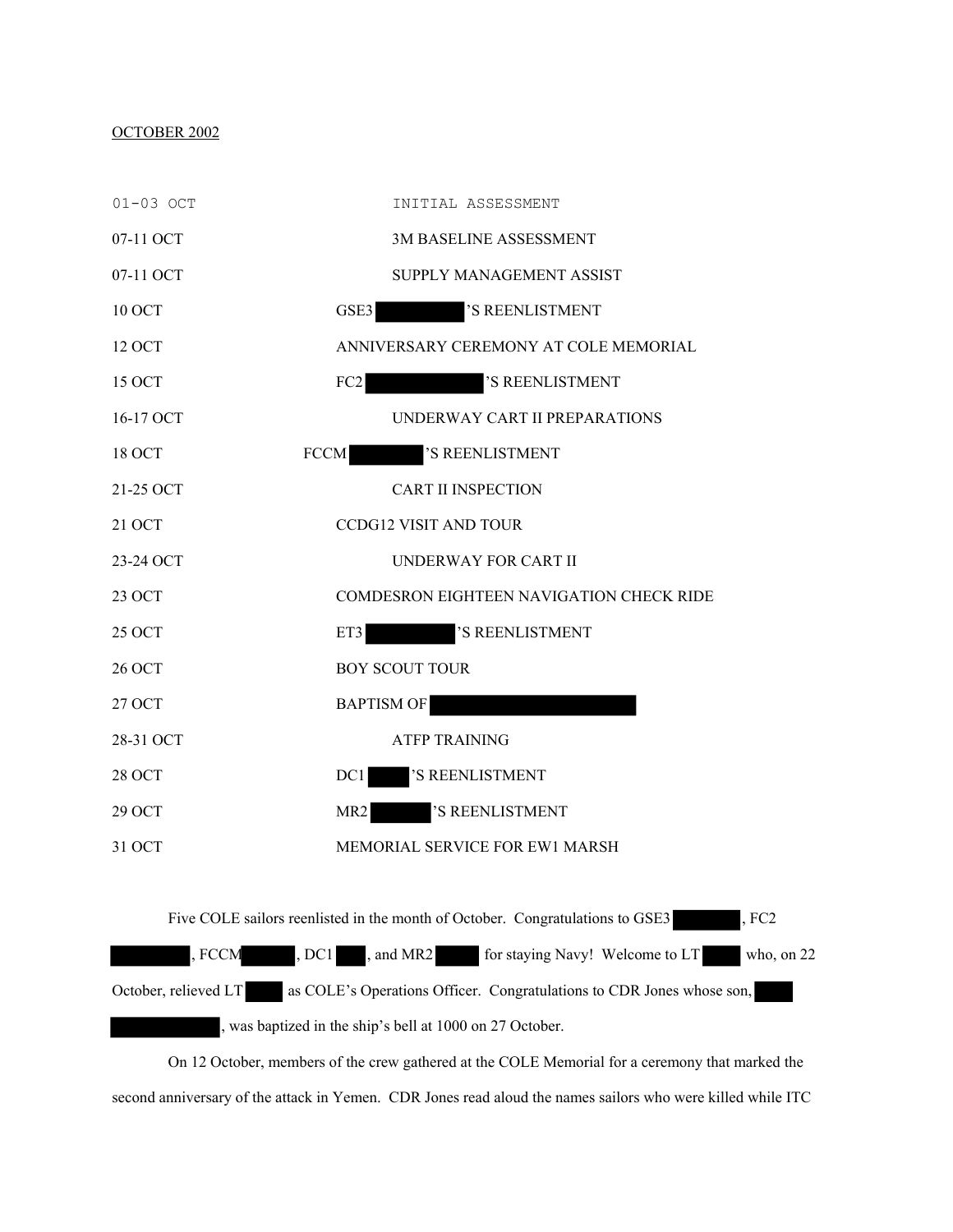OCTOBER 2002

| | |
|---|---|
| 01-03 OCT | INITIAL ASSESSMENT |
| 07-11 OCT | 3M BASELINE ASSESSMENT |
| 07-11 OCT | SUPPLY MANAGEMENT ASSIST |
| 10 OCT | GSE3 [REDACTED]'S REENLISTMENT |
| 12 OCT | ANNIVERSARY CEREMONY AT COLE MEMORIAL |
| 15 OCT | FC2 [REDACTED]'S REENLISTMENT |
| 16-17 OCT | UNDERWAY CART II PREPARATIONS |
| 18 OCT | FCCM [REDACTED]'S REENLISTMENT |
| 21-25 OCT | CART II INSPECTION |
| 21 OCT | CCDG12 VISIT AND TOUR |
| 23-24 OCT | UNDERWAY FOR CART II |
| 23 OCT | COMDESRON EIGHTEEN NAVIGATION CHECK RIDE |
| 25 OCT | ET3 [REDACTED]'S REENLISTMENT |
| 26 OCT | BOY SCOUT TOUR |
| 27 OCT | BAPTISM OF [REDACTED] |
| 28-31 OCT | ATFP TRAINING |
| 28 OCT | DC1 [REDACTED]'S REENLISTMENT |
| 29 OCT | MR2 [REDACTED]'S REENLISTMENT |
| 31 OCT | MEMORIAL SERVICE FOR EW1 MARSH |

Five COLE sailors reenlisted in the month of October. Congratulations to GSE3 [REDACTED], FC2 [REDACTED], FCCM [REDACTED], DC1 [REDACTED], and MR2 [REDACTED] for staying Navy! Welcome to LT [REDACTED] who, on 22 October, relieved LT [REDACTED] as COLE's Operations Officer. Congratulations to CDR Jones whose son, [REDACTED], was baptized in the ship's bell at 1000 on 27 October.

On 12 October, members of the crew gathered at the COLE Memorial for a ceremony that marked the second anniversary of the attack in Yemen. CDR Jones read aloud the names sailors who were killed while ITC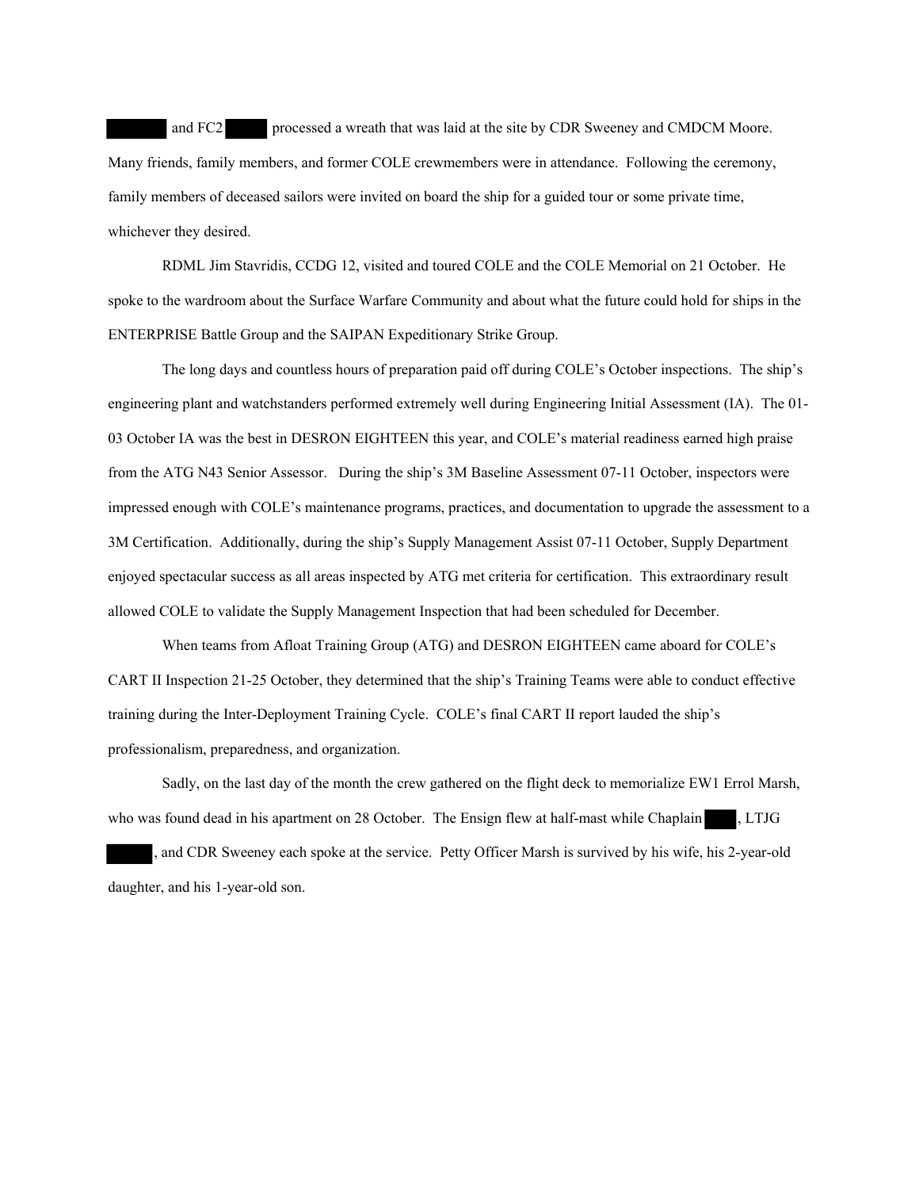███ and FC2 ███ processed a wreath that was laid at the site by CDR Sweeney and CMDCM Moore. Many friends, family members, and former COLE crewmembers were in attendance. Following the ceremony, family members of deceased sailors were invited on board the ship for a guided tour or some private time, whichever they desired.

RDML Jim Stavridis, CCDG 12, visited and toured COLE and the COLE Memorial on 21 October. He spoke to the wardroom about the Surface Warfare Community and about what the future could hold for ships in the ENTERPRISE Battle Group and the SAIPAN Expeditionary Strike Group.

The long days and countless hours of preparation paid off during COLE's October inspections. The ship's engineering plant and watchstanders performed extremely well during Engineering Initial Assessment (IA). The 01-03 October IA was the best in DESRON EIGHTEEN this year, and COLE's material readiness earned high praise from the ATG N43 Senior Assessor. During the ship's 3M Baseline Assessment 07-11 October, inspectors were impressed enough with COLE's maintenance programs, practices, and documentation to upgrade the assessment to a 3M Certification. Additionally, during the ship's Supply Management Assist 07-11 October, Supply Department enjoyed spectacular success as all areas inspected by ATG met criteria for certification. This extraordinary result allowed COLE to validate the Supply Management Inspection that had been scheduled for December.

When teams from Afloat Training Group (ATG) and DESRON EIGHTEEN came aboard for COLE's CART II Inspection 21-25 October, they determined that the ship's Training Teams were able to conduct effective training during the Inter-Deployment Training Cycle. COLE's final CART II report lauded the ship's professionalism, preparedness, and organization.

Sadly, on the last day of the month the crew gathered on the flight deck to memorialize EW1 Errol Marsh, who was found dead in his apartment on 28 October. The Ensign flew at half-mast while Chaplain ███, LTJG ███, and CDR Sweeney each spoke at the service. Petty Officer Marsh is survived by his wife, his 2-year-old daughter, and his 1-year-old son.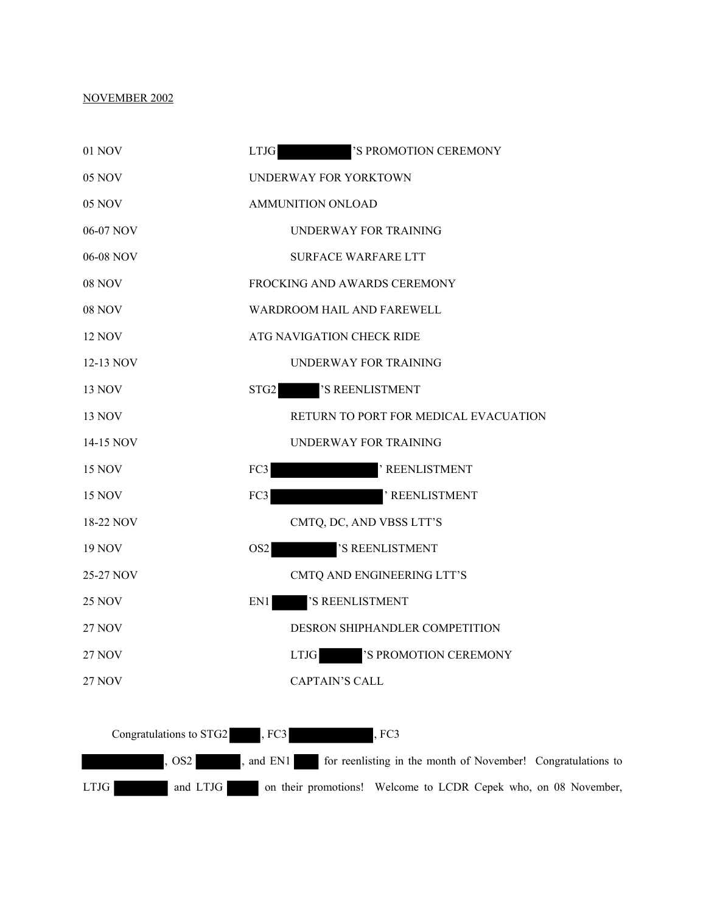NOVEMBER 2002

| | |
|---|---|
| 01 NOV | LTJG ███'S PROMOTION CEREMONY |
| 05 NOV | UNDERWAY FOR YORKTOWN |
| 05 NOV | AMMUNITION ONLOAD |
| 06-07 NOV | UNDERWAY FOR TRAINING |
| 06-08 NOV | SURFACE WARFARE LTT |
| 08 NOV | FROCKING AND AWARDS CEREMONY |
| 08 NOV | WARDROOM HAIL AND FAREWELL |
| 12 NOV | ATG NAVIGATION CHECK RIDE |
| 12-13 NOV | UNDERWAY FOR TRAINING |
| 13 NOV | STG2 ███'S REENLISTMENT |
| 13 NOV | RETURN TO PORT FOR MEDICAL EVACUATION |
| 14-15 NOV | UNDERWAY FOR TRAINING |
| 15 NOV | FC3 ███' REENLISTMENT |
| 15 NOV | FC3 ███' REENLISTMENT |
| 18-22 NOV | CMTQ, DC, AND VBSS LTT'S |
| 19 NOV | OS2 ███'S REENLISTMENT |
| 25-27 NOV | CMTQ AND ENGINEERING LTT'S |
| 25 NOV | EN1 ███'S REENLISTMENT |
| 27 NOV | DESRON SHIPHANDLER COMPETITION |
| 27 NOV | LTJG ███'S PROMOTION CEREMONY |
| 27 NOV | CAPTAIN'S CALL |

Congratulations to STG2 ███, FC3 ███, FC3 ███, OS2 ███, and EN1 ███ for reenlisting in the month of November! Congratulations to LTJG ███ and LTJG ███ on their promotions! Welcome to LCDR Cepek who, on 08 November,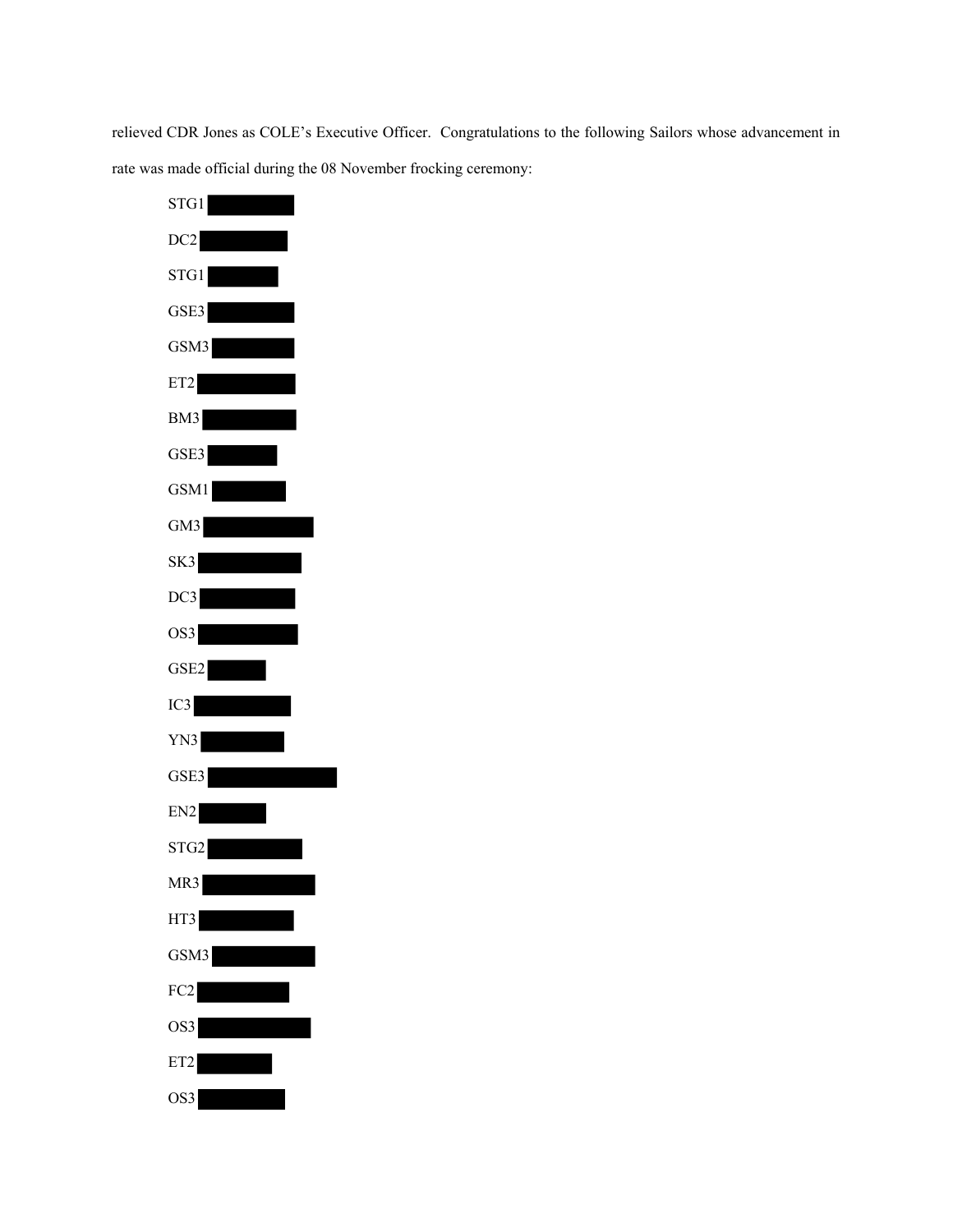relieved CDR Jones as COLE's Executive Officer. Congratulations to the following Sailors whose advancement in rate was made official during the 08 November frocking ceremony:

STG1 [REDACTED]

DC2 [REDACTED]

STG1 [REDACTED]

GSE3 [REDACTED]

GSM3 [REDACTED]

ET2 [REDACTED]

BM3 [REDACTED]

GSE3 [REDACTED]

GSM1 [REDACTED]

GM3 [REDACTED]

SK3 [REDACTED]

DC3 [REDACTED]

OS3 [REDACTED]

GSE2 [REDACTED]

IC3 [REDACTED]

YN3 [REDACTED]

GSE3 [REDACTED]

EN2 [REDACTED]

STG2 [REDACTED]

MR3 [REDACTED]

HT3 [REDACTED]

GSM3 [REDACTED]

FC2 [REDACTED]

OS3 [REDACTED]

ET2 [REDACTED]

OS3 [REDACTED]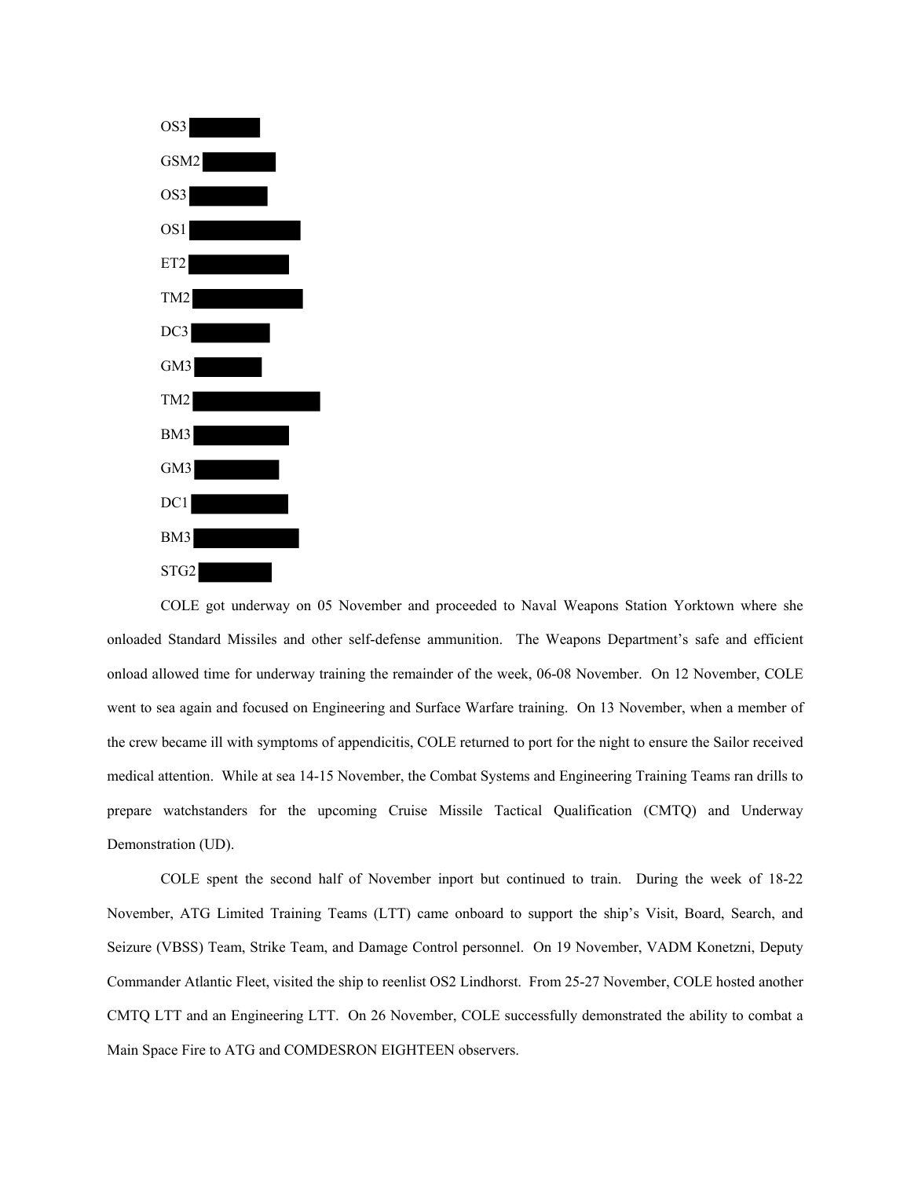OS3 ████████

GSM2 ████████

OS3 ████████

OS1 ████████

ET2 ████████

TM2 ████████

DC3 ████████

GM3 ████████

TM2 ████████

BM3 ████████

GM3 ████████

DC1 ████████

BM3 ████████

STG2 ████████

COLE got underway on 05 November and proceeded to Naval Weapons Station Yorktown where she onloaded Standard Missiles and other self-defense ammunition. The Weapons Department's safe and efficient onload allowed time for underway training the remainder of the week, 06-08 November. On 12 November, COLE went to sea again and focused on Engineering and Surface Warfare training. On 13 November, when a member of the crew became ill with symptoms of appendicitis, COLE returned to port for the night to ensure the Sailor received medical attention. While at sea 14-15 November, the Combat Systems and Engineering Training Teams ran drills to prepare watchstanders for the upcoming Cruise Missile Tactical Qualification (CMTQ) and Underway Demonstration (UD).

COLE spent the second half of November inport but continued to train. During the week of 18-22 November, ATG Limited Training Teams (LTT) came onboard to support the ship's Visit, Board, Search, and Seizure (VBSS) Team, Strike Team, and Damage Control personnel. On 19 November, VADM Konetzni, Deputy Commander Atlantic Fleet, visited the ship to reenlist OS2 Lindhorst. From 25-27 November, COLE hosted another CMTQ LTT and an Engineering LTT. On 26 November, COLE successfully demonstrated the ability to combat a Main Space Fire to ATG and COMDESRON EIGHTEEN observers.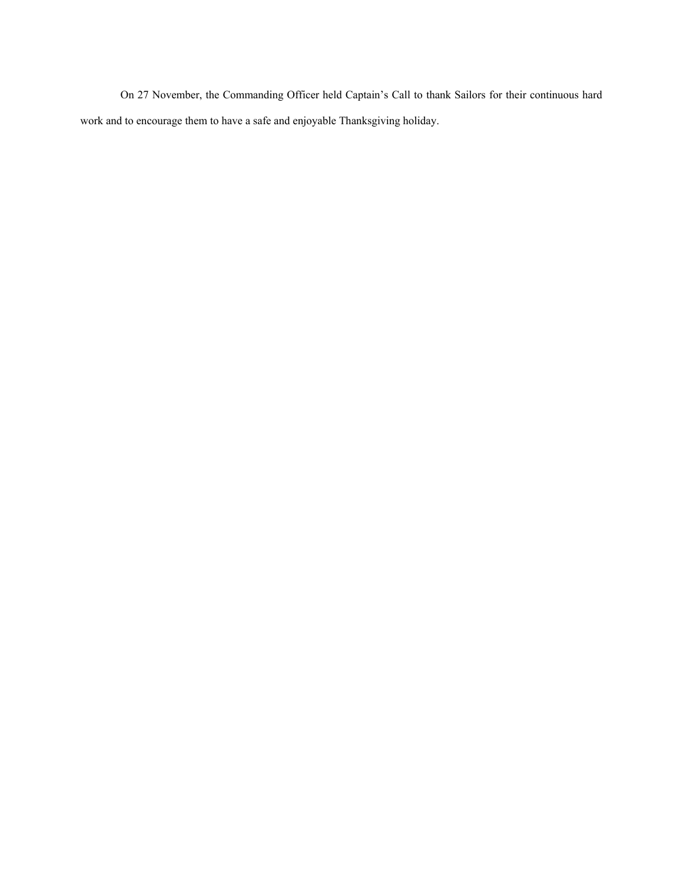On 27 November, the Commanding Officer held Captain's Call to thank Sailors for their continuous hard work and to encourage them to have a safe and enjoyable Thanksgiving holiday.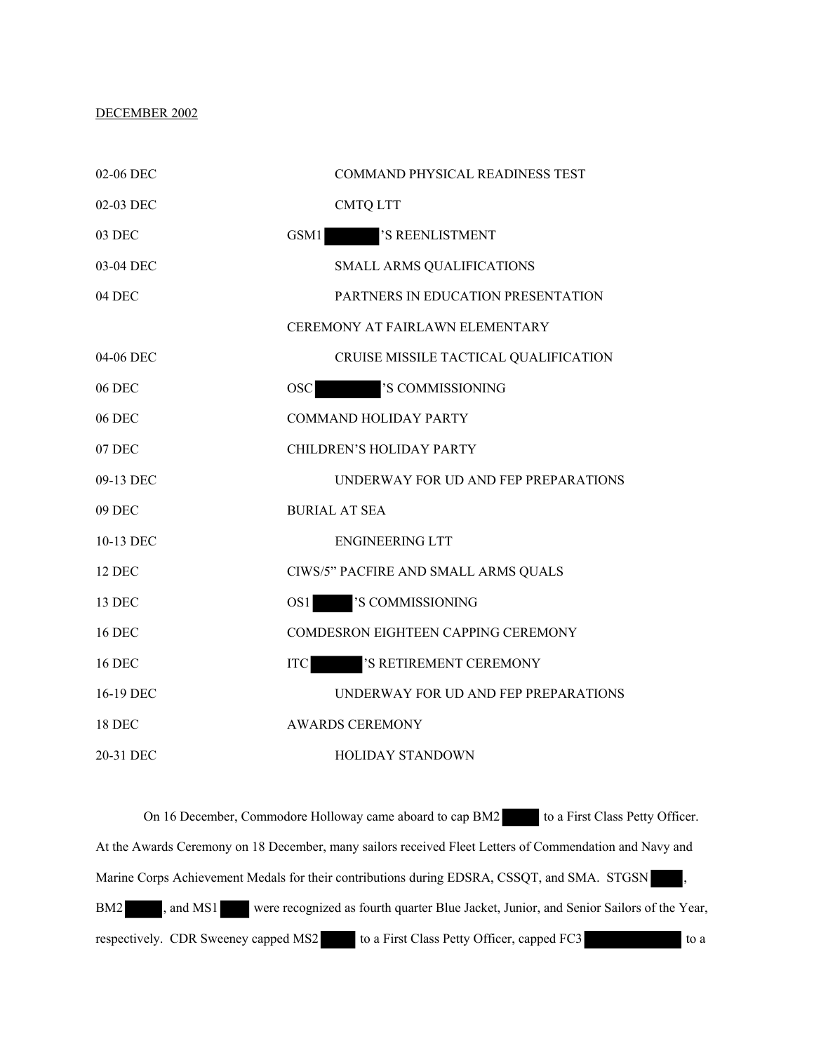<u>DECEMBER 2002</u>

| | |
|---|---|
| 02-06 DEC | COMMAND PHYSICAL READINESS TEST |
| 02-03 DEC | CMTQ LTT |
| 03 DEC | GSM1 ███ 'S REENLISTMENT |
| 03-04 DEC | SMALL ARMS QUALIFICATIONS |
| 04 DEC | PARTNERS IN EDUCATION PRESENTATION CEREMONY AT FAIRLAWN ELEMENTARY |
| 04-06 DEC | CRUISE MISSILE TACTICAL QUALIFICATION |
| 06 DEC | OSC ███ 'S COMMISSIONING |
| 06 DEC | COMMAND HOLIDAY PARTY |
| 07 DEC | CHILDREN'S HOLIDAY PARTY |
| 09-13 DEC | UNDERWAY FOR UD AND FEP PREPARATIONS |
| 09 DEC | BURIAL AT SEA |
| 10-13 DEC | ENGINEERING LTT |
| 12 DEC | CIWS/5" PACFIRE AND SMALL ARMS QUALS |
| 13 DEC | OS1 ███ 'S COMMISSIONING |
| 16 DEC | COMDESRON EIGHTEEN CAPPING CEREMONY |
| 16 DEC | ITC ███ 'S RETIREMENT CEREMONY |
| 16-19 DEC | UNDERWAY FOR UD AND FEP PREPARATIONS |
| 18 DEC | AWARDS CEREMONY |
| 20-31 DEC | HOLIDAY STANDOWN |

On 16 December, Commodore Holloway came aboard to cap BM2 ███ to a First Class Petty Officer. At the Awards Ceremony on 18 December, many sailors received Fleet Letters of Commendation and Navy and Marine Corps Achievement Medals for their contributions during EDSRA, CSSQT, and SMA. STGSN ███, BM2 ███, and MS1 ███ were recognized as fourth quarter Blue Jacket, Junior, and Senior Sailors of the Year, respectively. CDR Sweeney capped MS2 ███ to a First Class Petty Officer, capped FC3 ███ to a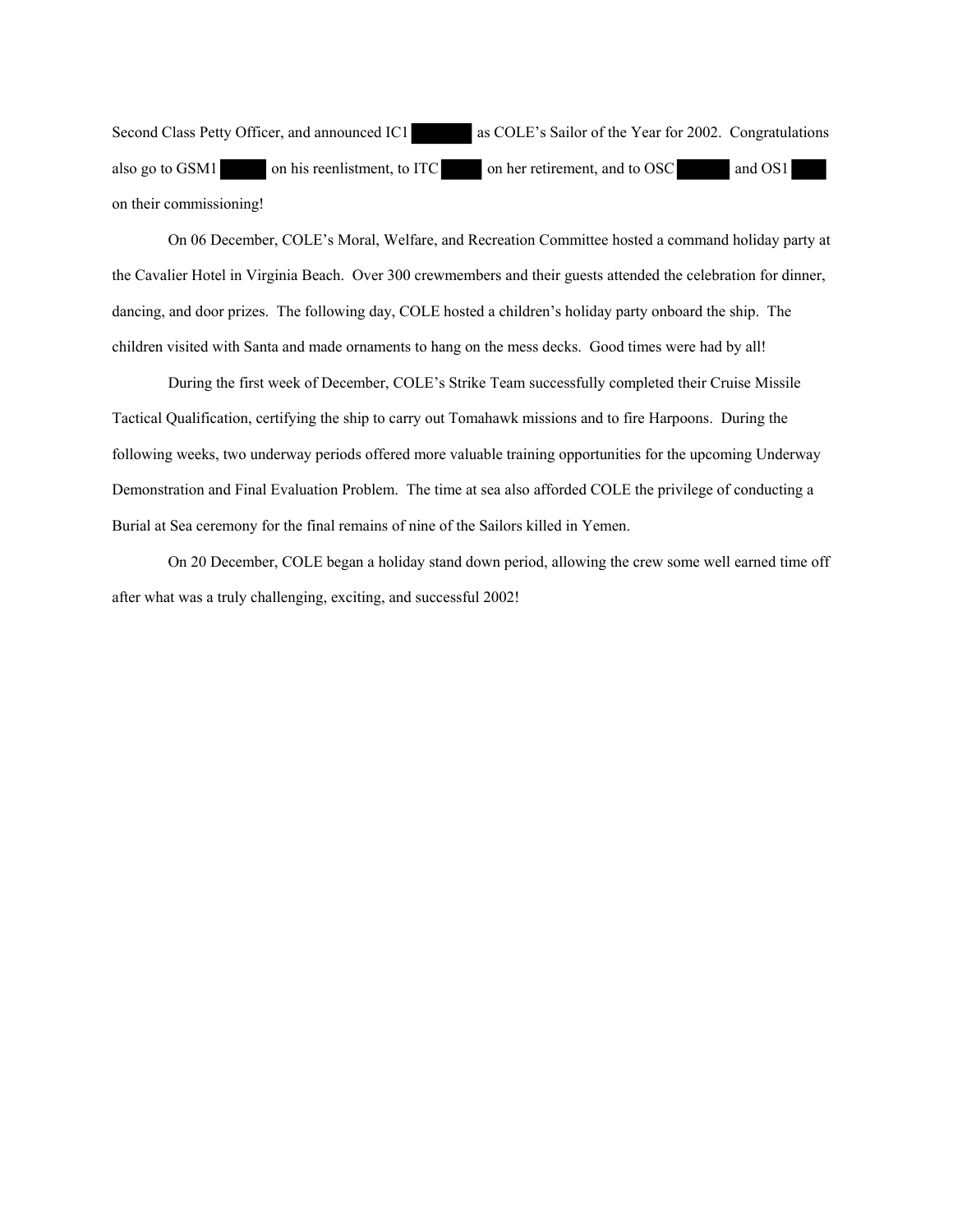Second Class Petty Officer, and announced IC1 ██████ as COLE's Sailor of the Year for 2002. Congratulations also go to GSM1 █████ on his reenlistment, to ITC ████ on her retirement, and to OSC █████ and OS1 ███ on their commissioning!

On 06 December, COLE's Moral, Welfare, and Recreation Committee hosted a command holiday party at the Cavalier Hotel in Virginia Beach. Over 300 crewmembers and their guests attended the celebration for dinner, dancing, and door prizes. The following day, COLE hosted a children's holiday party onboard the ship. The children visited with Santa and made ornaments to hang on the mess decks. Good times were had by all!

During the first week of December, COLE's Strike Team successfully completed their Cruise Missile Tactical Qualification, certifying the ship to carry out Tomahawk missions and to fire Harpoons. During the following weeks, two underway periods offered more valuable training opportunities for the upcoming Underway Demonstration and Final Evaluation Problem. The time at sea also afforded COLE the privilege of conducting a Burial at Sea ceremony for the final remains of nine of the Sailors killed in Yemen.

On 20 December, COLE began a holiday stand down period, allowing the crew some well earned time off after what was a truly challenging, exciting, and successful 2002!